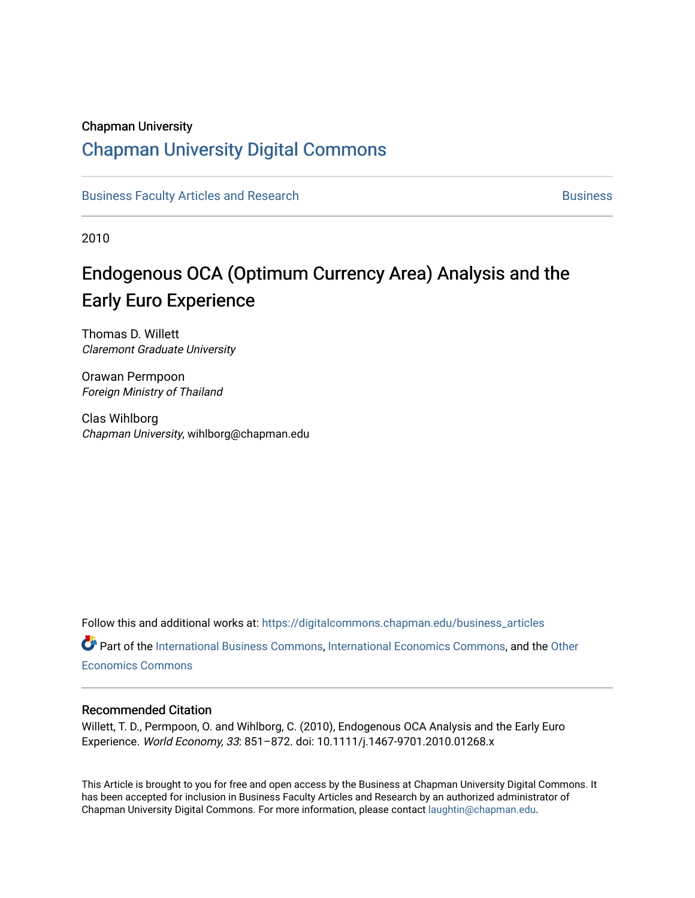Chapman University

## Chapman University Digital Commons

Business Faculty Articles and Research | Business

2010

# Endogenous OCA (Optimum Currency Area) Analysis and the Early Euro Experience

Thomas D. Willett
*Claremont Graduate University*

Orawan Permpoon
*Foreign Ministry of Thailand*

Clas Wihlborg
*Chapman University*, wihlborg@chapman.edu

Follow this and additional works at: https://digitalcommons.chapman.edu/business_articles

Part of the International Business Commons, International Economics Commons, and the Other Economics Commons

### Recommended Citation

Willett, T. D., Permpoon, O. and Wihlborg, C. (2010), Endogenous OCA Analysis and the Early Euro Experience. *World Economy, 33*: 851–872. doi: 10.1111/j.1467-9701.2010.01268.x

This Article is brought to you for free and open access by the Business at Chapman University Digital Commons. It has been accepted for inclusion in Business Faculty Articles and Research by an authorized administrator of Chapman University Digital Commons. For more information, please contact laughtin@chapman.edu.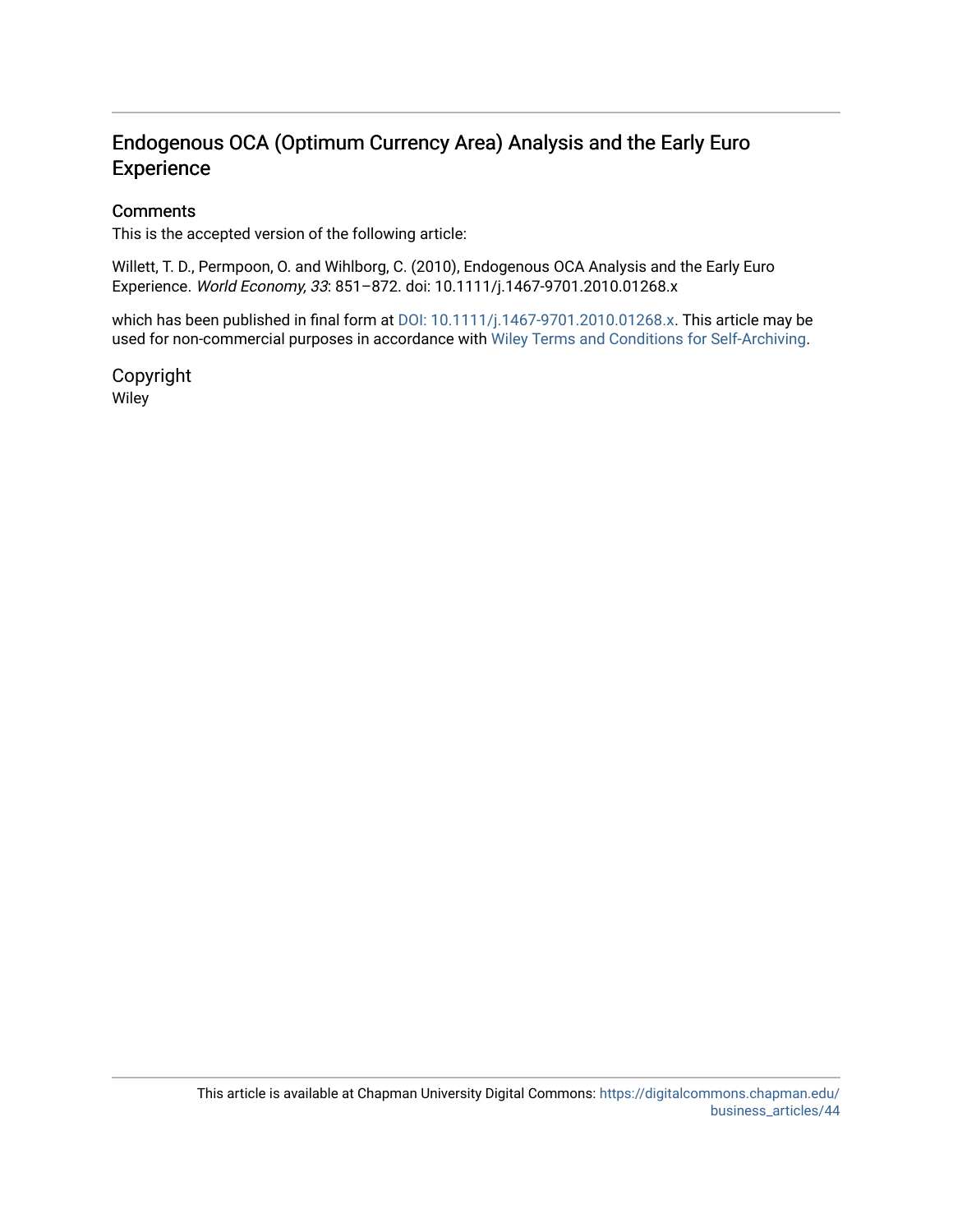# Endogenous OCA (Optimum Currency Area) Analysis and the Early Euro Experience

## Comments

This is the accepted version of the following article:

Willett, T. D., Permpoon, O. and Wihlborg, C. (2010), Endogenous OCA Analysis and the Early Euro Experience. *World Economy, 33*: 851–872. doi: 10.1111/j.1467-9701.2010.01268.x

which has been published in final form at DOI: 10.1111/j.1467-9701.2010.01268.x. This article may be used for non-commercial purposes in accordance with Wiley Terms and Conditions for Self-Archiving.

## Copyright

Wiley

This article is available at Chapman University Digital Commons: https://digitalcommons.chapman.edu/business_articles/44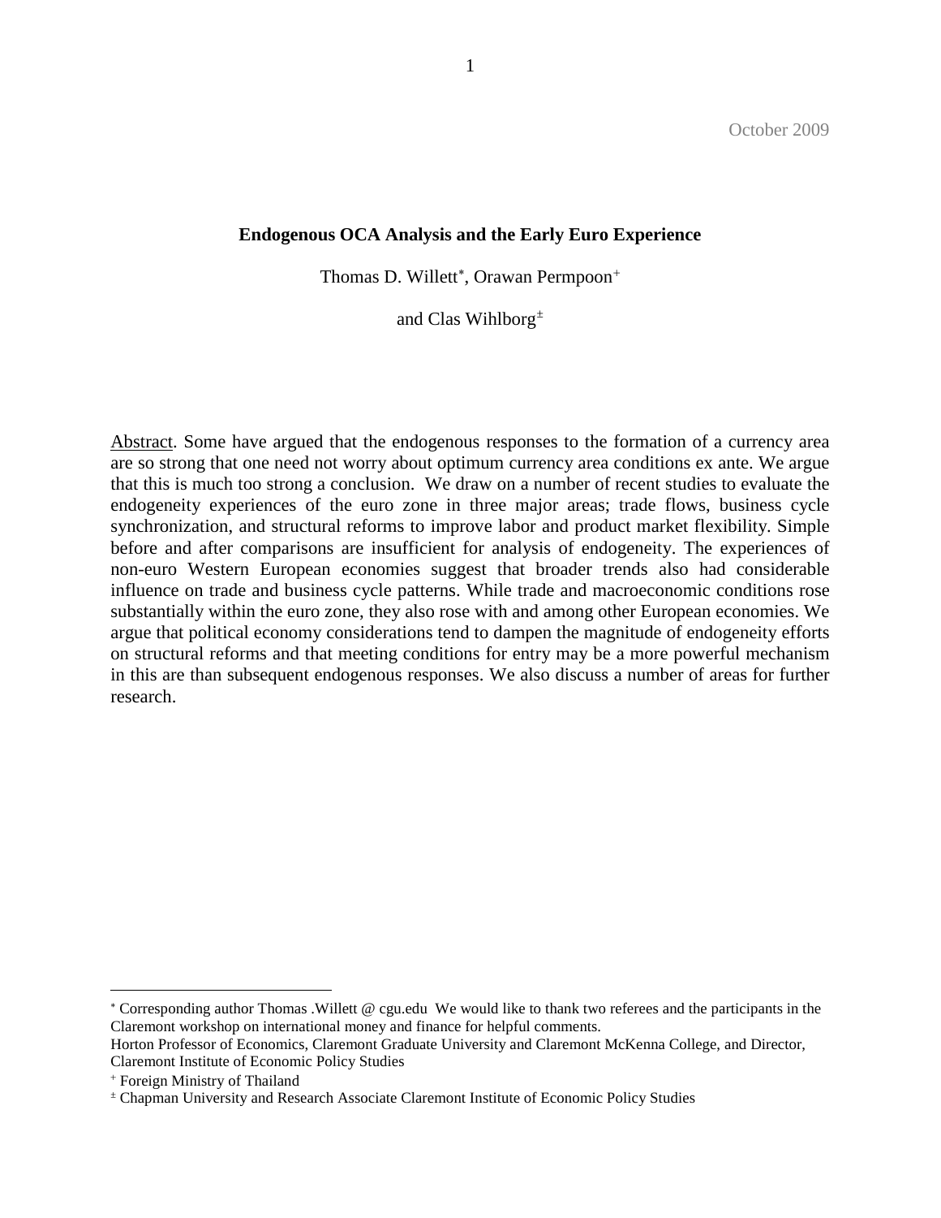October 2009

# Endogenous OCA Analysis and the Early Euro Experience

Thomas D. Willett*, Orawan Permpoon+

and Clas Wihlborg±

Abstract. Some have argued that the endogenous responses to the formation of a currency area are so strong that one need not worry about optimum currency area conditions ex ante. We argue that this is much too strong a conclusion. We draw on a number of recent studies to evaluate the endogeneity experiences of the euro zone in three major areas; trade flows, business cycle synchronization, and structural reforms to improve labor and product market flexibility. Simple before and after comparisons are insufficient for analysis of endogeneity. The experiences of non-euro Western European economies suggest that broader trends also had considerable influence on trade and business cycle patterns. While trade and macroeconomic conditions rose substantially within the euro zone, they also rose with and among other European economies. We argue that political economy considerations tend to dampen the magnitude of endogeneity efforts on structural reforms and that meeting conditions for entry may be a more powerful mechanism in this are than subsequent endogenous responses. We also discuss a number of areas for further research.

---

* Corresponding author Thomas .Willett @ cgu.edu We would like to thank two referees and the participants in the Claremont workshop on international money and finance for helpful comments.
Horton Professor of Economics, Claremont Graduate University and Claremont McKenna College, and Director, Claremont Institute of Economic Policy Studies

+ Foreign Ministry of Thailand

± Chapman University and Research Associate Claremont Institute of Economic Policy Studies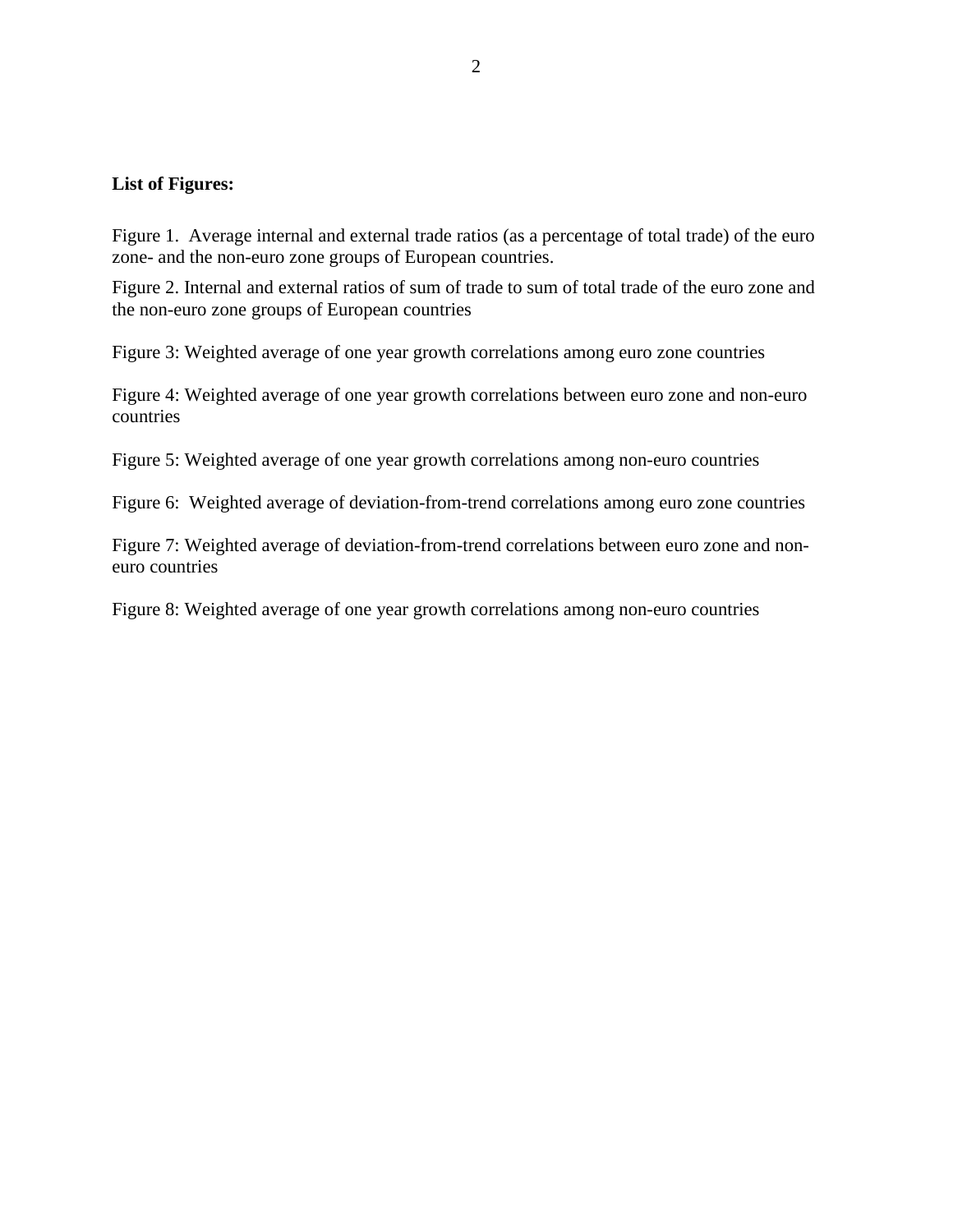**List of Figures:**

Figure 1. Average internal and external trade ratios (as a percentage of total trade) of the euro zone- and the non-euro zone groups of European countries.

Figure 2. Internal and external ratios of sum of trade to sum of total trade of the euro zone and the non-euro zone groups of European countries

Figure 3: Weighted average of one year growth correlations among euro zone countries

Figure 4: Weighted average of one year growth correlations between euro zone and non-euro countries

Figure 5: Weighted average of one year growth correlations among non-euro countries

Figure 6: Weighted average of deviation-from-trend correlations among euro zone countries

Figure 7: Weighted average of deviation-from-trend correlations between euro zone and non-euro countries

Figure 8: Weighted average of one year growth correlations among non-euro countries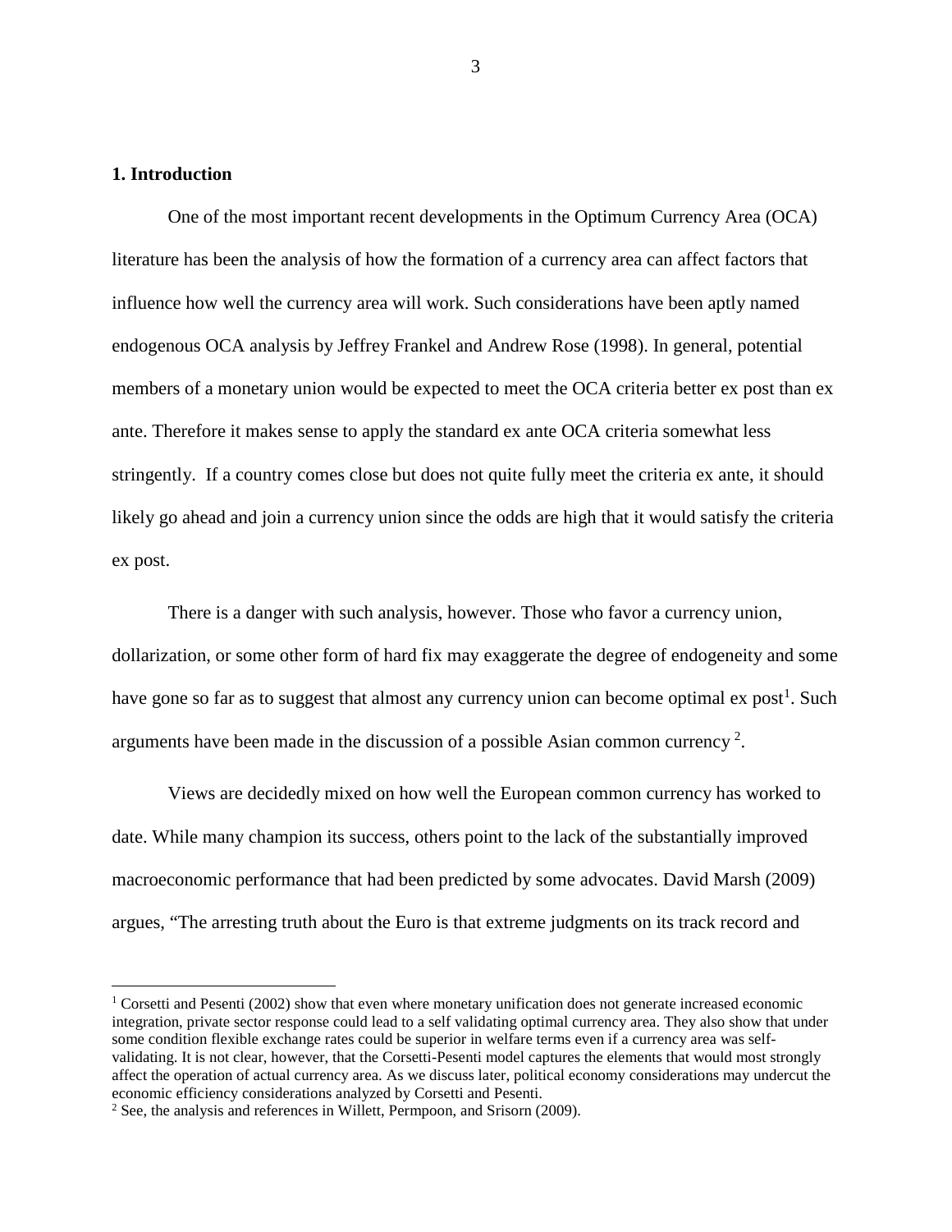## 1. Introduction

One of the most important recent developments in the Optimum Currency Area (OCA) literature has been the analysis of how the formation of a currency area can affect factors that influence how well the currency area will work. Such considerations have been aptly named endogenous OCA analysis by Jeffrey Frankel and Andrew Rose (1998). In general, potential members of a monetary union would be expected to meet the OCA criteria better ex post than ex ante. Therefore it makes sense to apply the standard ex ante OCA criteria somewhat less stringently. If a country comes close but does not quite fully meet the criteria ex ante, it should likely go ahead and join a currency union since the odds are high that it would satisfy the criteria ex post.

There is a danger with such analysis, however. Those who favor a currency union, dollarization, or some other form of hard fix may exaggerate the degree of endogeneity and some have gone so far as to suggest that almost any currency union can become optimal ex post[1]. Such arguments have been made in the discussion of a possible Asian common currency [2].

Views are decidedly mixed on how well the European common currency has worked to date. While many champion its success, others point to the lack of the substantially improved macroeconomic performance that had been predicted by some advocates. David Marsh (2009) argues, "The arresting truth about the Euro is that extreme judgments on its track record and

---

[1] Corsetti and Pesenti (2002) show that even where monetary unification does not generate increased economic integration, private sector response could lead to a self validating optimal currency area. They also show that under some condition flexible exchange rates could be superior in welfare terms even if a currency area was self-validating. It is not clear, however, that the Corsetti-Pesenti model captures the elements that would most strongly affect the operation of actual currency area. As we discuss later, political economy considerations may undercut the economic efficiency considerations analyzed by Corsetti and Pesenti.

[2] See, the analysis and references in Willett, Permpoon, and Srisorn (2009).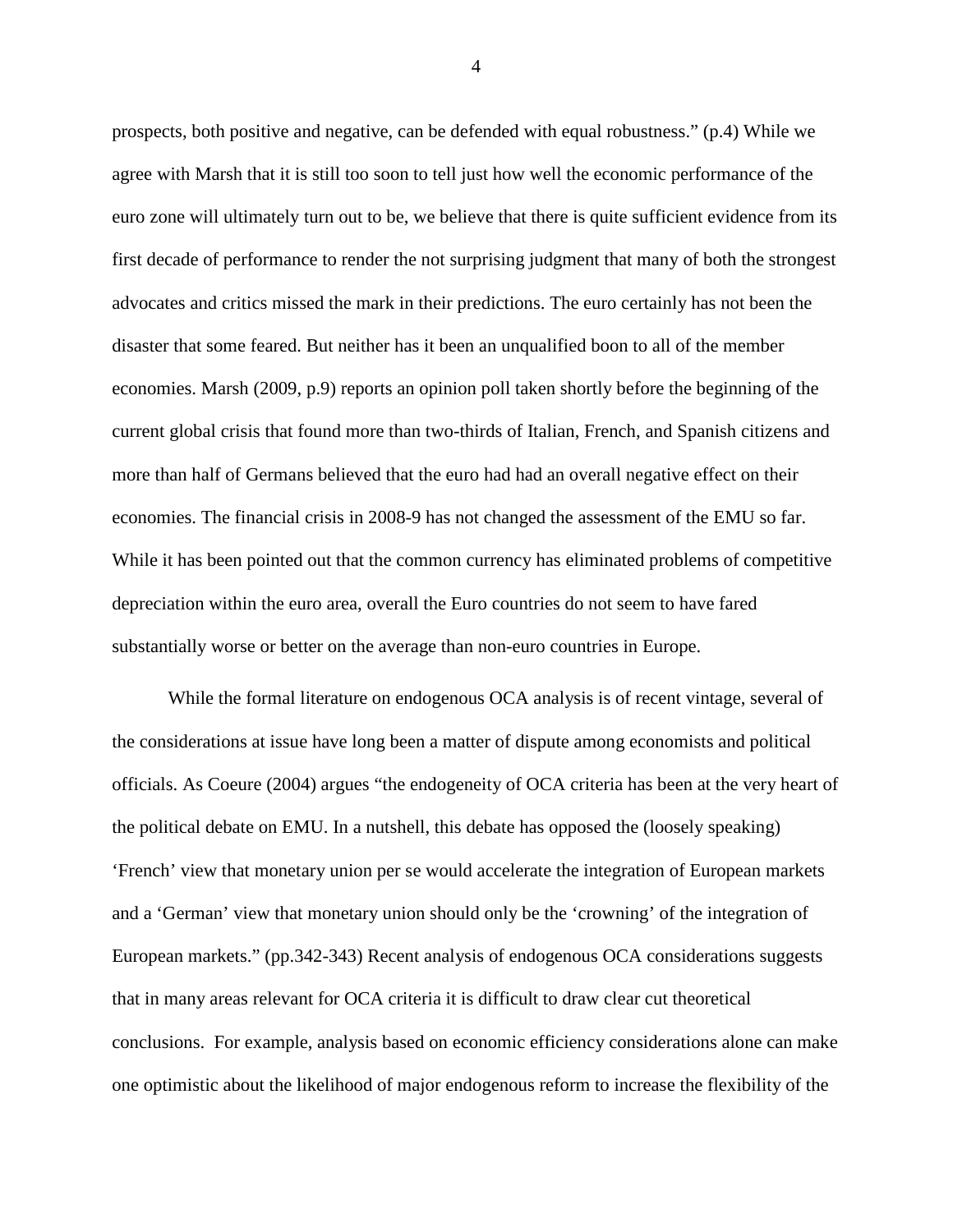prospects, both positive and negative, can be defended with equal robustness." (p.4) While we agree with Marsh that it is still too soon to tell just how well the economic performance of the euro zone will ultimately turn out to be, we believe that there is quite sufficient evidence from its first decade of performance to render the not surprising judgment that many of both the strongest advocates and critics missed the mark in their predictions. The euro certainly has not been the disaster that some feared. But neither has it been an unqualified boon to all of the member economies. Marsh (2009, p.9) reports an opinion poll taken shortly before the beginning of the current global crisis that found more than two-thirds of Italian, French, and Spanish citizens and more than half of Germans believed that the euro had had an overall negative effect on their economies. The financial crisis in 2008-9 has not changed the assessment of the EMU so far. While it has been pointed out that the common currency has eliminated problems of competitive depreciation within the euro area, overall the Euro countries do not seem to have fared substantially worse or better on the average than non-euro countries in Europe.

While the formal literature on endogenous OCA analysis is of recent vintage, several of the considerations at issue have long been a matter of dispute among economists and political officials. As Coeure (2004) argues "the endogeneity of OCA criteria has been at the very heart of the political debate on EMU. In a nutshell, this debate has opposed the (loosely speaking) 'French' view that monetary union per se would accelerate the integration of European markets and a 'German' view that monetary union should only be the 'crowning' of the integration of European markets." (pp.342-343) Recent analysis of endogenous OCA considerations suggests that in many areas relevant for OCA criteria it is difficult to draw clear cut theoretical conclusions. For example, analysis based on economic efficiency considerations alone can make one optimistic about the likelihood of major endogenous reform to increase the flexibility of the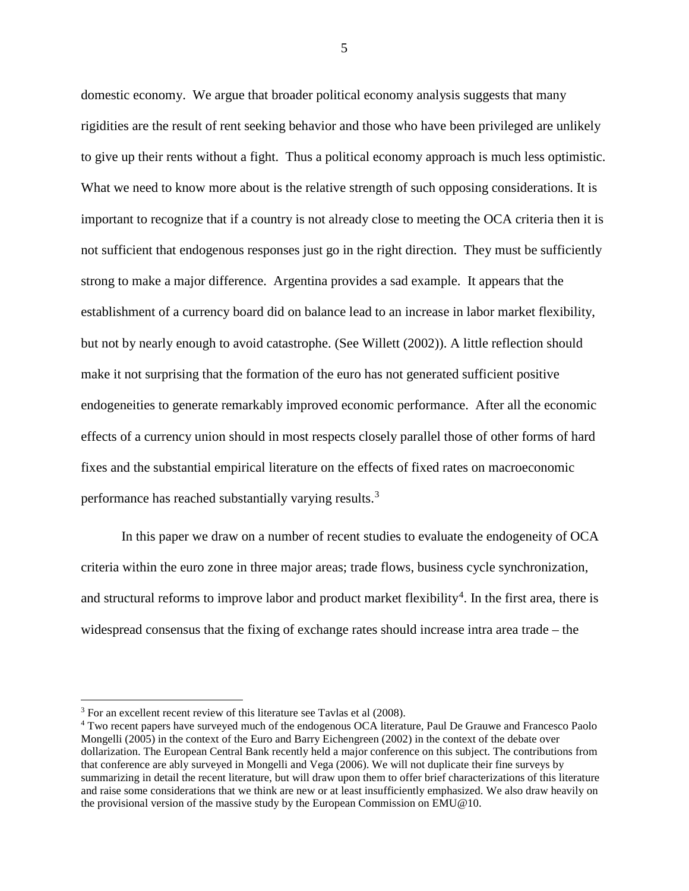domestic economy. We argue that broader political economy analysis suggests that many rigidities are the result of rent seeking behavior and those who have been privileged are unlikely to give up their rents without a fight. Thus a political economy approach is much less optimistic. What we need to know more about is the relative strength of such opposing considerations. It is important to recognize that if a country is not already close to meeting the OCA criteria then it is not sufficient that endogenous responses just go in the right direction. They must be sufficiently strong to make a major difference. Argentina provides a sad example. It appears that the establishment of a currency board did on balance lead to an increase in labor market flexibility, but not by nearly enough to avoid catastrophe. (See Willett (2002)). A little reflection should make it not surprising that the formation of the euro has not generated sufficient positive endogeneities to generate remarkably improved economic performance. After all the economic effects of a currency union should in most respects closely parallel those of other forms of hard fixes and the substantial empirical literature on the effects of fixed rates on macroeconomic performance has reached substantially varying results.[3]

In this paper we draw on a number of recent studies to evaluate the endogeneity of OCA criteria within the euro zone in three major areas; trade flows, business cycle synchronization, and structural reforms to improve labor and product market flexibility[4]. In the first area, there is widespread consensus that the fixing of exchange rates should increase intra area trade – the

[3] For an excellent recent review of this literature see Tavlas et al (2008).

[4] Two recent papers have surveyed much of the endogenous OCA literature, Paul De Grauwe and Francesco Paolo Mongelli (2005) in the context of the Euro and Barry Eichengreen (2002) in the context of the debate over dollarization. The European Central Bank recently held a major conference on this subject. The contributions from that conference are ably surveyed in Mongelli and Vega (2006). We will not duplicate their fine surveys by summarizing in detail the recent literature, but will draw upon them to offer brief characterizations of this literature and raise some considerations that we think are new or at least insufficiently emphasized. We also draw heavily on the provisional version of the massive study by the European Commission on EMU@10.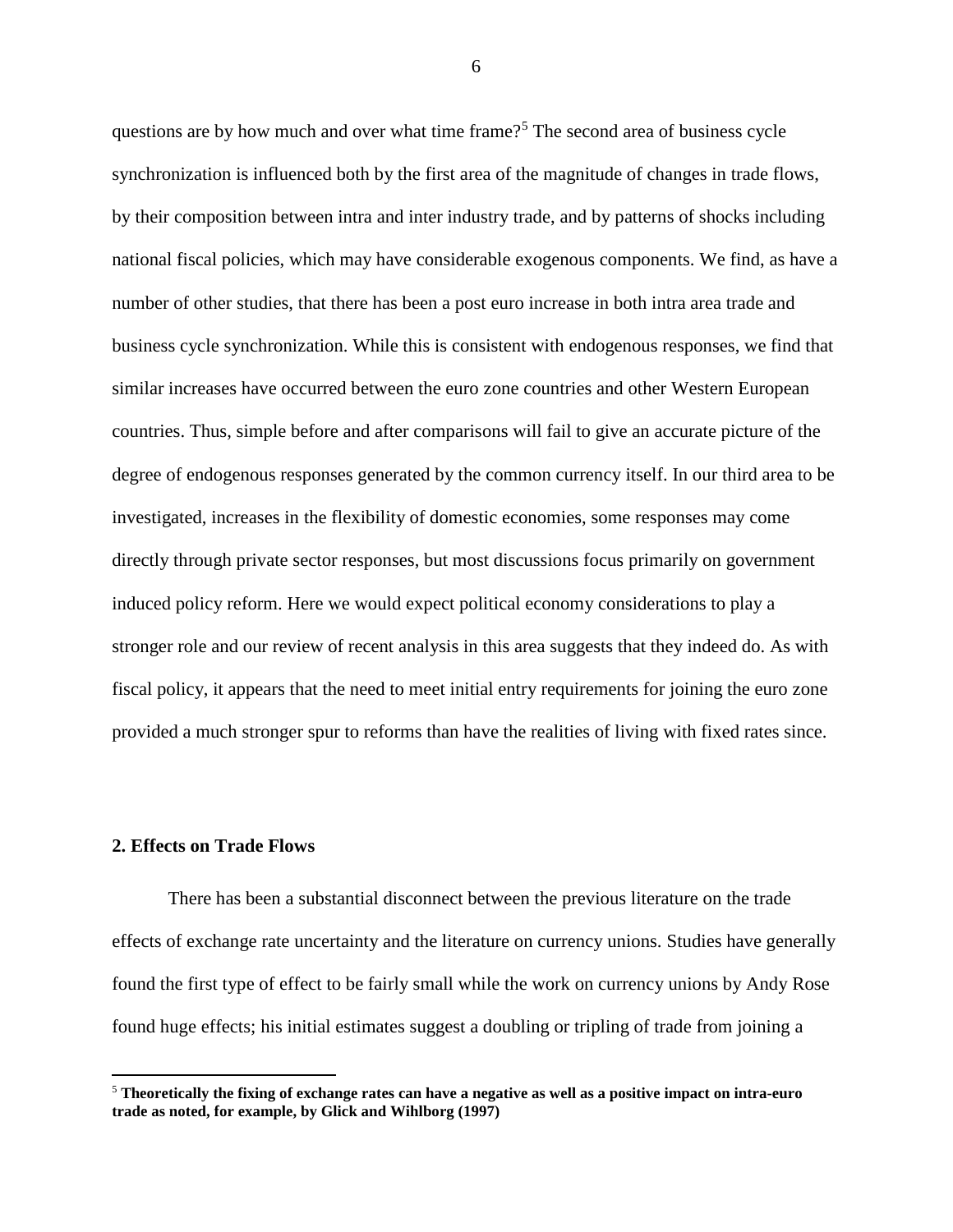questions are by how much and over what time frame?[5] The second area of business cycle synchronization is influenced both by the first area of the magnitude of changes in trade flows, by their composition between intra and inter industry trade, and by patterns of shocks including national fiscal policies, which may have considerable exogenous components. We find, as have a number of other studies, that there has been a post euro increase in both intra area trade and business cycle synchronization. While this is consistent with endogenous responses, we find that similar increases have occurred between the euro zone countries and other Western European countries. Thus, simple before and after comparisons will fail to give an accurate picture of the degree of endogenous responses generated by the common currency itself. In our third area to be investigated, increases in the flexibility of domestic economies, some responses may come directly through private sector responses, but most discussions focus primarily on government induced policy reform. Here we would expect political economy considerations to play a stronger role and our review of recent analysis in this area suggests that they indeed do. As with fiscal policy, it appears that the need to meet initial entry requirements for joining the euro zone provided a much stronger spur to reforms than have the realities of living with fixed rates since.

## 2. Effects on Trade Flows

There has been a substantial disconnect between the previous literature on the trade effects of exchange rate uncertainty and the literature on currency unions. Studies have generally found the first type of effect to be fairly small while the work on currency unions by Andy Rose found huge effects; his initial estimates suggest a doubling or tripling of trade from joining a

[5] **Theoretically the fixing of exchange rates can have a negative as well as a positive impact on intra-euro trade as noted, for example, by Glick and Wihlborg (1997)**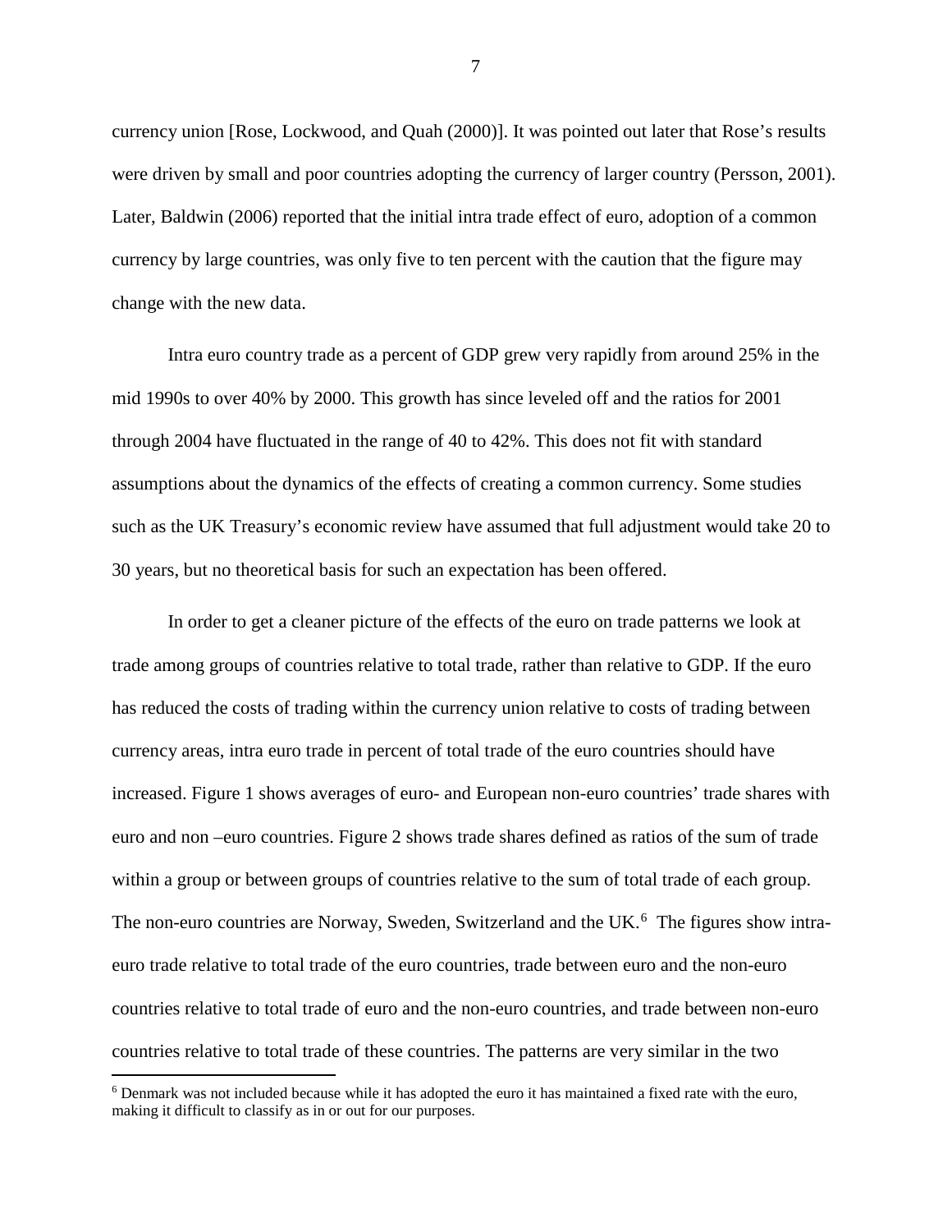currency union [Rose, Lockwood, and Quah (2000)]. It was pointed out later that Rose's results were driven by small and poor countries adopting the currency of larger country (Persson, 2001). Later, Baldwin (2006) reported that the initial intra trade effect of euro, adoption of a common currency by large countries, was only five to ten percent with the caution that the figure may change with the new data.

Intra euro country trade as a percent of GDP grew very rapidly from around 25% in the mid 1990s to over 40% by 2000. This growth has since leveled off and the ratios for 2001 through 2004 have fluctuated in the range of 40 to 42%. This does not fit with standard assumptions about the dynamics of the effects of creating a common currency. Some studies such as the UK Treasury's economic review have assumed that full adjustment would take 20 to 30 years, but no theoretical basis for such an expectation has been offered.

In order to get a cleaner picture of the effects of the euro on trade patterns we look at trade among groups of countries relative to total trade, rather than relative to GDP. If the euro has reduced the costs of trading within the currency union relative to costs of trading between currency areas, intra euro trade in percent of total trade of the euro countries should have increased. Figure 1 shows averages of euro- and European non-euro countries' trade shares with euro and non –euro countries. Figure 2 shows trade shares defined as ratios of the sum of trade within a group or between groups of countries relative to the sum of total trade of each group. The non-euro countries are Norway, Sweden, Switzerland and the UK.[6] The figures show intra-euro trade relative to total trade of the euro countries, trade between euro and the non-euro countries relative to total trade of euro and the non-euro countries, and trade between non-euro countries relative to total trade of these countries. The patterns are very similar in the two

[6] Denmark was not included because while it has adopted the euro it has maintained a fixed rate with the euro, making it difficult to classify as in or out for our purposes.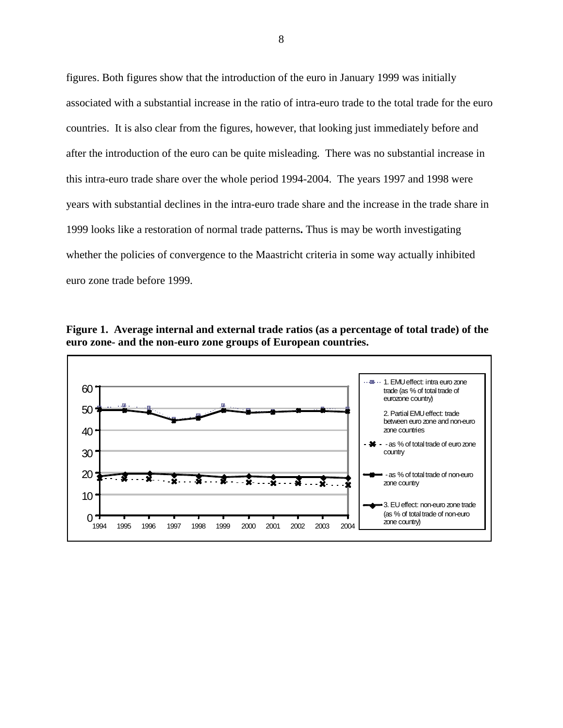figures. Both figures show that the introduction of the euro in January 1999 was initially associated with a substantial increase in the ratio of intra-euro trade to the total trade for the euro countries. It is also clear from the figures, however, that looking just immediately before and after the introduction of the euro can be quite misleading. There was no substantial increase in this intra-euro trade share over the whole period 1994-2004. The years 1997 and 1998 were years with substantial declines in the intra-euro trade share and the increase in the trade share in 1999 looks like a restoration of normal trade patterns**.** Thus is may be worth investigating whether the policies of convergence to the Maastricht criteria in some way actually inhibited euro zone trade before 1999.

**Figure 1. Average internal and external trade ratios (as a percentage of total trade) of the euro zone- and the non-euro zone groups of European countries.**

1. EMU effect: intra euro zone trade (as % of total trade of eurozone country)

2. Partial EMU effect: trade between euro zone and non-euro zone countries

- as % of total trade of euro zone country

- as % of total trade of non-euro zone country

3. EU effect: non-euro zone trade (as % of total trade of non-euro zone country)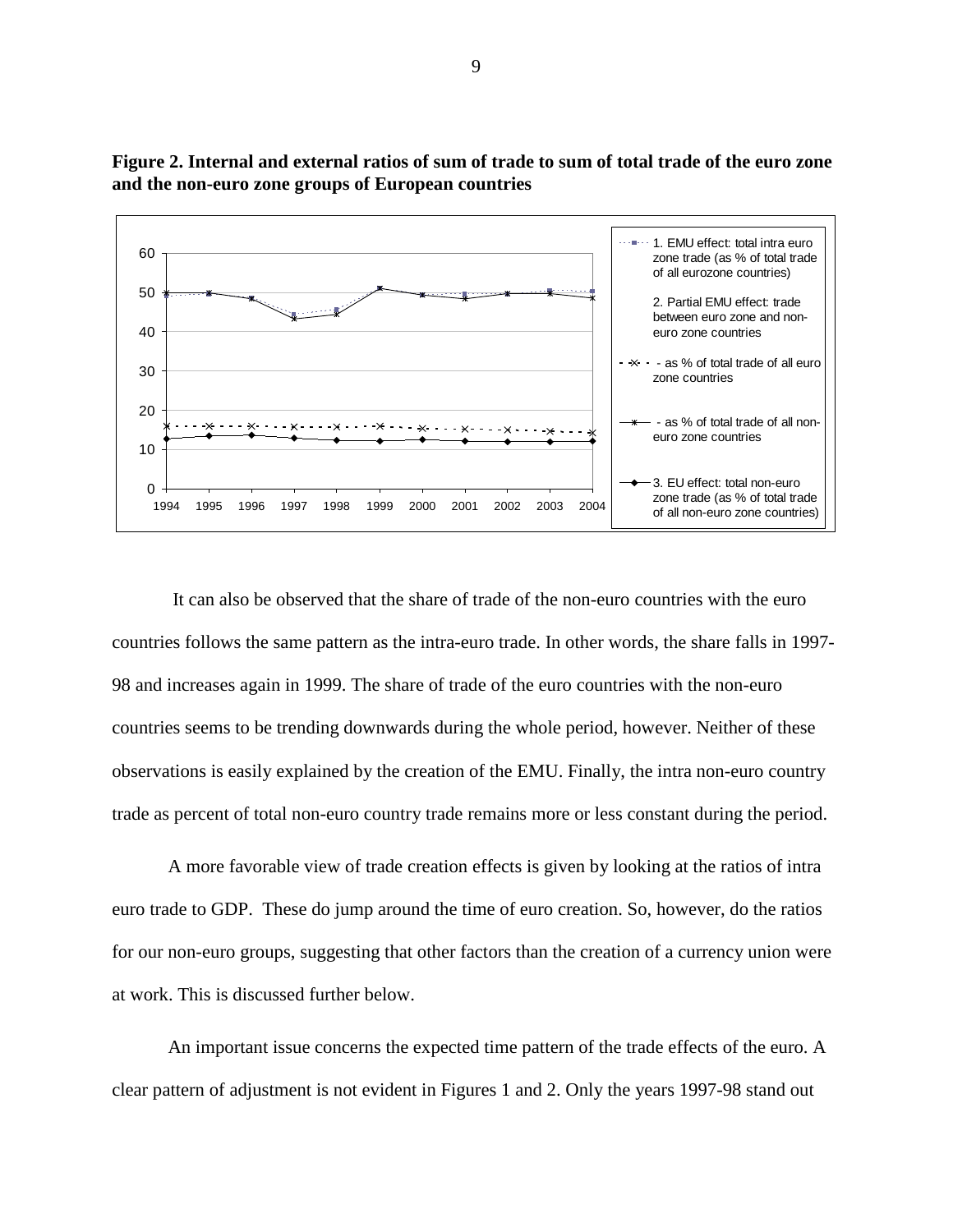**Figure 2. Internal and external ratios of sum of trade to sum of total trade of the euro zone and the non-euro zone groups of European countries**

It can also be observed that the share of trade of the non-euro countries with the euro countries follows the same pattern as the intra-euro trade. In other words, the share falls in 1997-98 and increases again in 1999. The share of trade of the euro countries with the non-euro countries seems to be trending downwards during the whole period, however. Neither of these observations is easily explained by the creation of the EMU. Finally, the intra non-euro country trade as percent of total non-euro country trade remains more or less constant during the period.

A more favorable view of trade creation effects is given by looking at the ratios of intra euro trade to GDP. These do jump around the time of euro creation. So, however, do the ratios for our non-euro groups, suggesting that other factors than the creation of a currency union were at work. This is discussed further below.

An important issue concerns the expected time pattern of the trade effects of the euro. A clear pattern of adjustment is not evident in Figures 1 and 2. Only the years 1997-98 stand out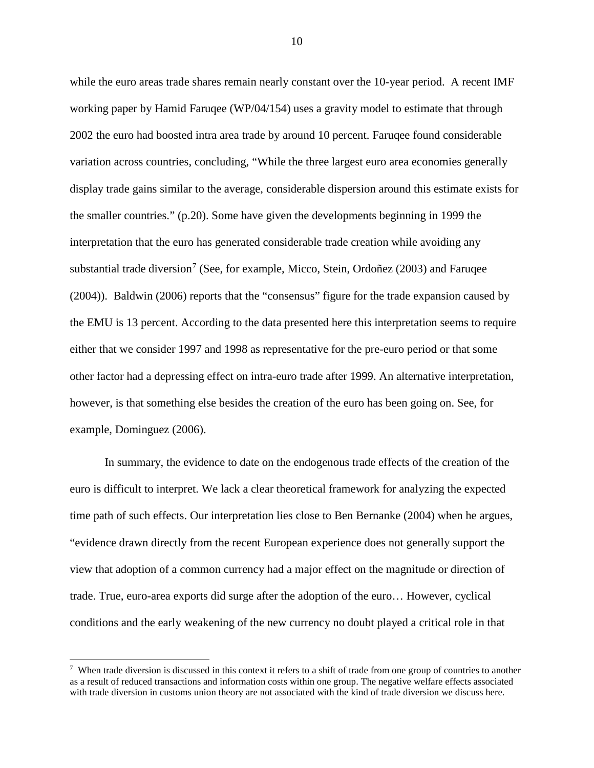while the euro areas trade shares remain nearly constant over the 10-year period. A recent IMF working paper by Hamid Faruqee (WP/04/154) uses a gravity model to estimate that through 2002 the euro had boosted intra area trade by around 10 percent. Faruqee found considerable variation across countries, concluding, "While the three largest euro area economies generally display trade gains similar to the average, considerable dispersion around this estimate exists for the smaller countries." (p.20). Some have given the developments beginning in 1999 the interpretation that the euro has generated considerable trade creation while avoiding any substantial trade diversion[7] (See, for example, Micco, Stein, Ordoñez (2003) and Faruqee (2004)). Baldwin (2006) reports that the "consensus" figure for the trade expansion caused by the EMU is 13 percent. According to the data presented here this interpretation seems to require either that we consider 1997 and 1998 as representative for the pre-euro period or that some other factor had a depressing effect on intra-euro trade after 1999. An alternative interpretation, however, is that something else besides the creation of the euro has been going on. See, for example, Dominguez (2006).

In summary, the evidence to date on the endogenous trade effects of the creation of the euro is difficult to interpret. We lack a clear theoretical framework for analyzing the expected time path of such effects. Our interpretation lies close to Ben Bernanke (2004) when he argues, "evidence drawn directly from the recent European experience does not generally support the view that adoption of a common currency had a major effect on the magnitude or direction of trade. True, euro-area exports did surge after the adoption of the euro… However, cyclical conditions and the early weakening of the new currency no doubt played a critical role in that

---

[7] When trade diversion is discussed in this context it refers to a shift of trade from one group of countries to another as a result of reduced transactions and information costs within one group. The negative welfare effects associated with trade diversion in customs union theory are not associated with the kind of trade diversion we discuss here.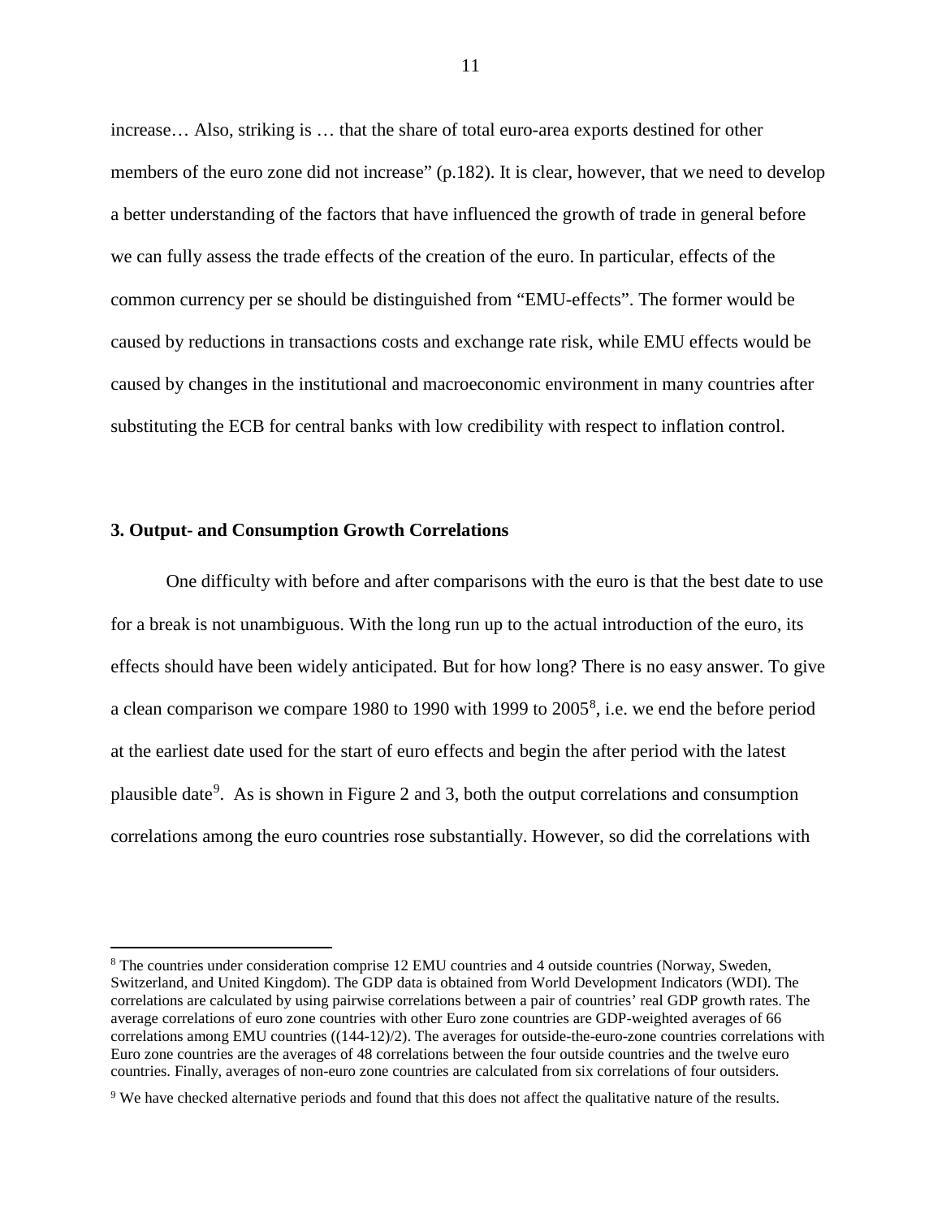increase… Also, striking is … that the share of total euro-area exports destined for other members of the euro zone did not increase" (p.182). It is clear, however, that we need to develop a better understanding of the factors that have influenced the growth of trade in general before we can fully assess the trade effects of the creation of the euro. In particular, effects of the common currency per se should be distinguished from "EMU-effects". The former would be caused by reductions in transactions costs and exchange rate risk, while EMU effects would be caused by changes in the institutional and macroeconomic environment in many countries after substituting the ECB for central banks with low credibility with respect to inflation control.

### 3. Output- and Consumption Growth Correlations

One difficulty with before and after comparisons with the euro is that the best date to use for a break is not unambiguous. With the long run up to the actual introduction of the euro, its effects should have been widely anticipated. But for how long? There is no easy answer. To give a clean comparison we compare 1980 to 1990 with 1999 to 2005[8], i.e. we end the before period at the earliest date used for the start of euro effects and begin the after period with the latest plausible date[9]. As is shown in Figure 2 and 3, both the output correlations and consumption correlations among the euro countries rose substantially. However, so did the correlations with

---

[8] The countries under consideration comprise 12 EMU countries and 4 outside countries (Norway, Sweden, Switzerland, and United Kingdom). The GDP data is obtained from World Development Indicators (WDI). The correlations are calculated by using pairwise correlations between a pair of countries' real GDP growth rates. The average correlations of euro zone countries with other Euro zone countries are GDP-weighted averages of 66 correlations among EMU countries ((144-12)/2). The averages for outside-the-euro-zone countries correlations with Euro zone countries are the averages of 48 correlations between the four outside countries and the twelve euro countries. Finally, averages of non-euro zone countries are calculated from six correlations of four outsiders.

[9] We have checked alternative periods and found that this does not affect the qualitative nature of the results.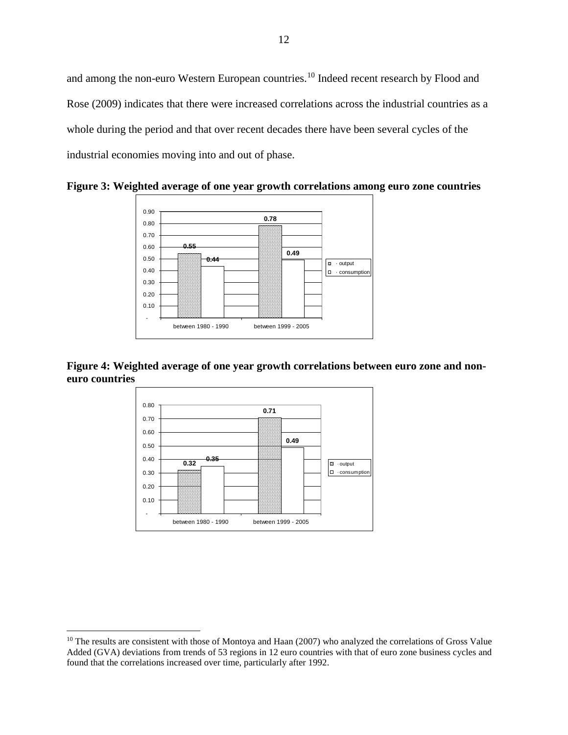and among the non-euro Western European countries.[10] Indeed recent research by Flood and Rose (2009) indicates that there were increased correlations across the industrial countries as a whole during the period and that over recent decades there have been several cycles of the industrial economies moving into and out of phase.

**Figure 3: Weighted average of one year growth correlations among euro zone countries**

| | output | consumption |
|---|---|---|
| between 1980 - 1990 | 0.55 | 0.44 |
| between 1999 - 2005 | 0.78 | 0.49 |

**Figure 4: Weighted average of one year growth correlations between euro zone and non-euro countries**

| | output | consumption |
|---|---|---|
| between 1980 - 1990 | 0.32 | 0.35 |
| between 1999 - 2005 | 0.71 | 0.49 |

---

[10] The results are consistent with those of Montoya and Haan (2007) who analyzed the correlations of Gross Value Added (GVA) deviations from trends of 53 regions in 12 euro countries with that of euro zone business cycles and found that the correlations increased over time, particularly after 1992.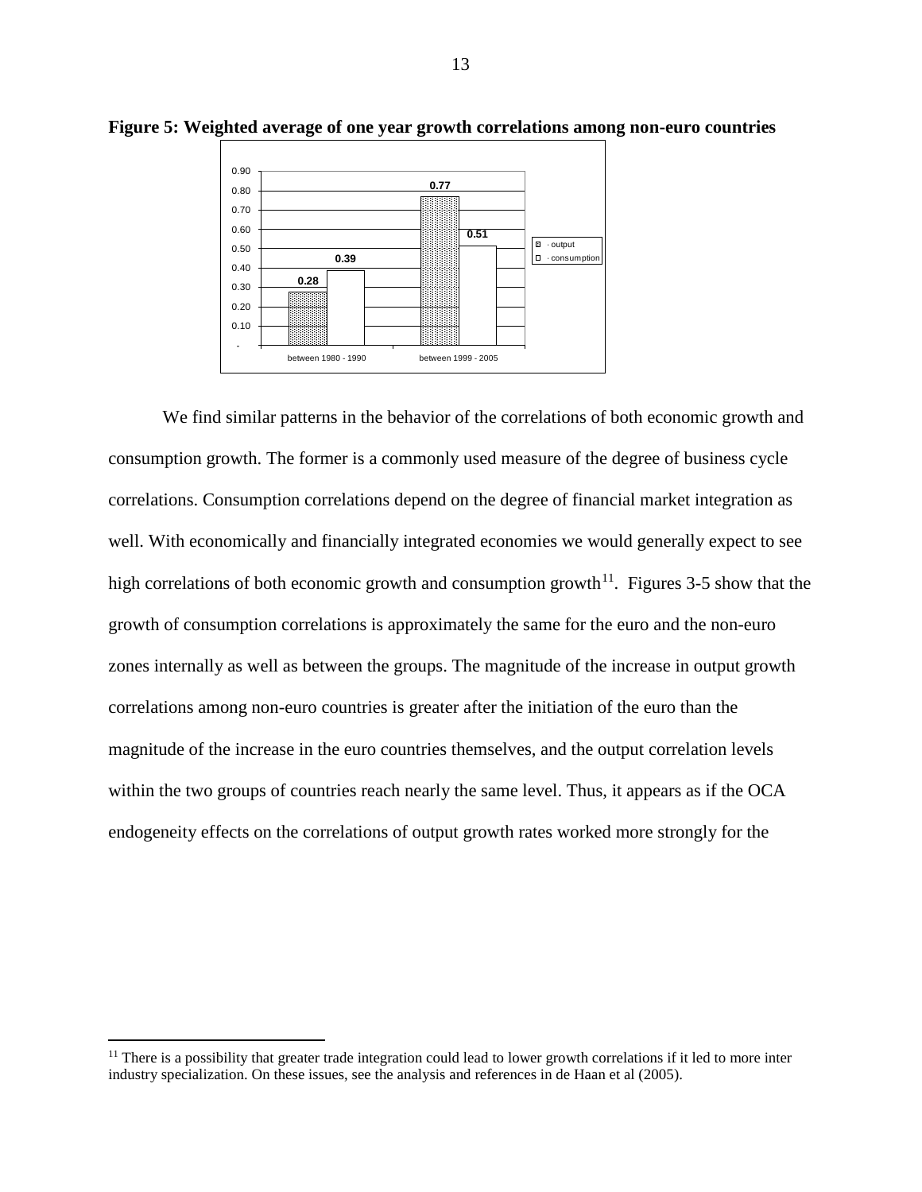**Figure 5: Weighted average of one year growth correlations among non-euro countries**

| | output | consumption |
|---|---|---|
| between 1980 - 1990 | 0.28 | 0.39 |
| between 1999 - 2005 | 0.77 | 0.51 |

We find similar patterns in the behavior of the correlations of both economic growth and consumption growth. The former is a commonly used measure of the degree of business cycle correlations. Consumption correlations depend on the degree of financial market integration as well. With economically and financially integrated economies we would generally expect to see high correlations of both economic growth and consumption growth[11]. Figures 3-5 show that the growth of consumption correlations is approximately the same for the euro and the non-euro zones internally as well as between the groups. The magnitude of the increase in output growth correlations among non-euro countries is greater after the initiation of the euro than the magnitude of the increase in the euro countries themselves, and the output correlation levels within the two groups of countries reach nearly the same level. Thus, it appears as if the OCA endogeneity effects on the correlations of output growth rates worked more strongly for the

[11] There is a possibility that greater trade integration could lead to lower growth correlations if it led to more inter industry specialization. On these issues, see the analysis and references in de Haan et al (2005).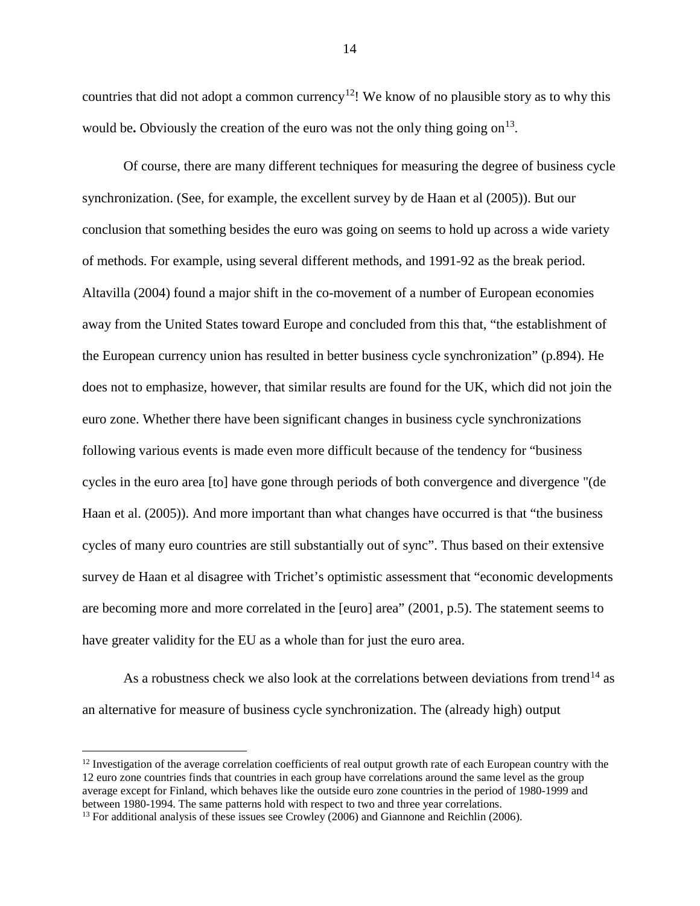countries that did not adopt a common currency[12]! We know of no plausible story as to why this would be**.** Obviously the creation of the euro was not the only thing going on[13].

Of course, there are many different techniques for measuring the degree of business cycle synchronization. (See, for example, the excellent survey by de Haan et al (2005)). But our conclusion that something besides the euro was going on seems to hold up across a wide variety of methods. For example, using several different methods, and 1991-92 as the break period. Altavilla (2004) found a major shift in the co-movement of a number of European economies away from the United States toward Europe and concluded from this that, "the establishment of the European currency union has resulted in better business cycle synchronization" (p.894). He does not to emphasize, however, that similar results are found for the UK, which did not join the euro zone. Whether there have been significant changes in business cycle synchronizations following various events is made even more difficult because of the tendency for "business cycles in the euro area [to] have gone through periods of both convergence and divergence "(de Haan et al. (2005)). And more important than what changes have occurred is that "the business cycles of many euro countries are still substantially out of sync". Thus based on their extensive survey de Haan et al disagree with Trichet's optimistic assessment that "economic developments are becoming more and more correlated in the [euro] area" (2001, p.5). The statement seems to have greater validity for the EU as a whole than for just the euro area.

As a robustness check we also look at the correlations between deviations from trend[14] as an alternative for measure of business cycle synchronization. The (already high) output

---

[12] Investigation of the average correlation coefficients of real output growth rate of each European country with the 12 euro zone countries finds that countries in each group have correlations around the same level as the group average except for Finland, which behaves like the outside euro zone countries in the period of 1980-1999 and between 1980-1994. The same patterns hold with respect to two and three year correlations.

[13] For additional analysis of these issues see Crowley (2006) and Giannone and Reichlin (2006).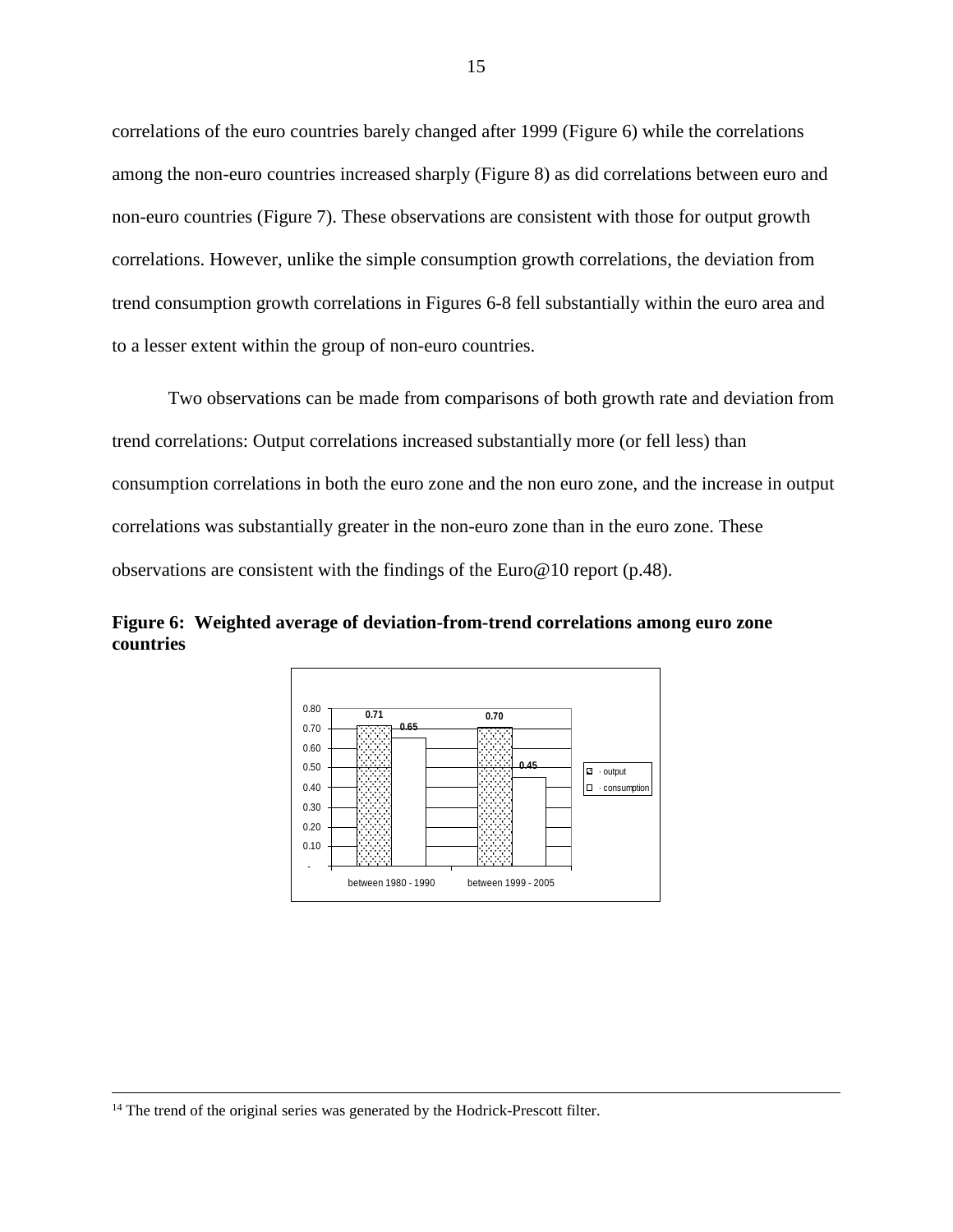correlations of the euro countries barely changed after 1999 (Figure 6) while the correlations among the non-euro countries increased sharply (Figure 8) as did correlations between euro and non-euro countries (Figure 7). These observations are consistent with those for output growth correlations. However, unlike the simple consumption growth correlations, the deviation from trend consumption growth correlations in Figures 6-8 fell substantially within the euro area and to a lesser extent within the group of non-euro countries.

Two observations can be made from comparisons of both growth rate and deviation from trend correlations: Output correlations increased substantially more (or fell less) than consumption correlations in both the euro zone and the non euro zone, and the increase in output correlations was substantially greater in the non-euro zone than in the euro zone. These observations are consistent with the findings of the Euro@10 report (p.48).

**Figure 6: Weighted average of deviation-from-trend correlations among euro zone countries**

| | output | consumption |
|---|---|---|
| between 1980 - 1990 | 0.71 | 0.65 |
| between 1999 - 2005 | 0.70 | 0.45 |

---

[14] The trend of the original series was generated by the Hodrick-Prescott filter.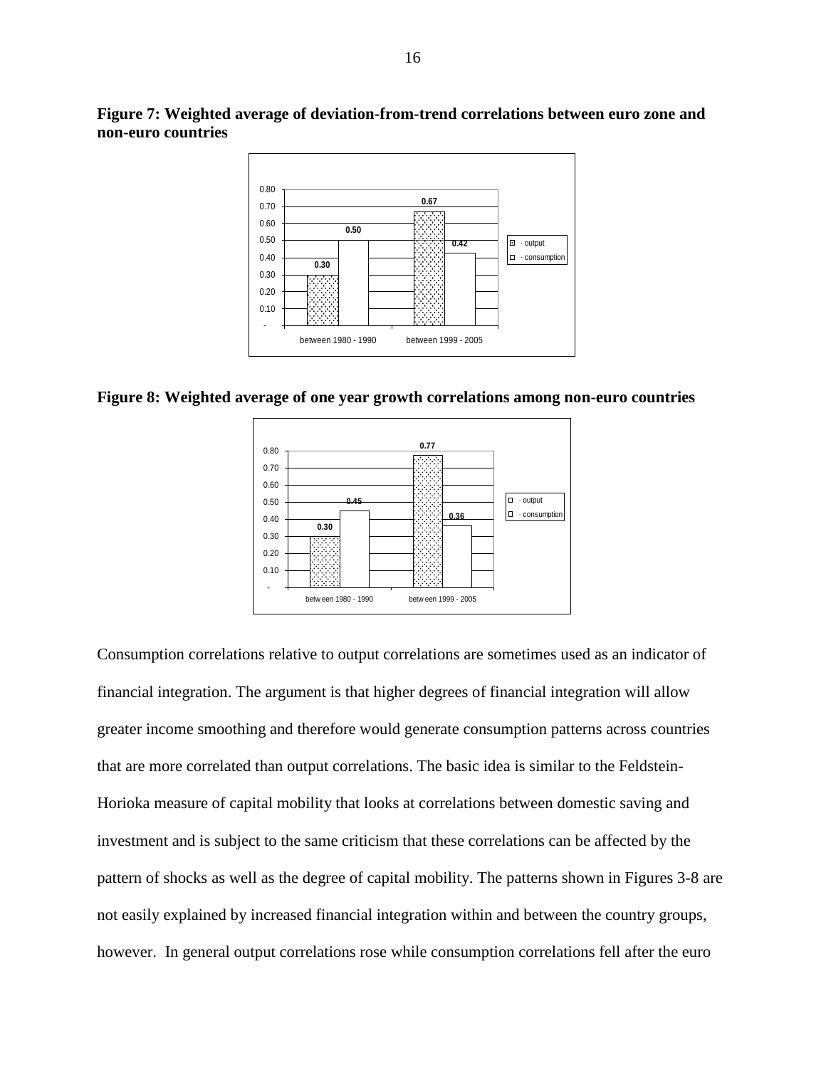**Figure 7: Weighted average of deviation-from-trend correlations between euro zone and non-euro countries**

| | output | consumption |
|---|---|---|
| between 1980 - 1990 | 0.30 | 0.50 |
| between 1999 - 2005 | 0.67 | 0.42 |

**Figure 8: Weighted average of one year growth correlations among non-euro countries**

| | output | consumption |
|---|---|---|
| between 1980 - 1990 | 0.30 | 0.45 |
| between 1999 - 2005 | 0.77 | 0.36 |

Consumption correlations relative to output correlations are sometimes used as an indicator of financial integration. The argument is that higher degrees of financial integration will allow greater income smoothing and therefore would generate consumption patterns across countries that are more correlated than output correlations. The basic idea is similar to the Feldstein-Horioka measure of capital mobility that looks at correlations between domestic saving and investment and is subject to the same criticism that these correlations can be affected by the pattern of shocks as well as the degree of capital mobility. The patterns shown in Figures 3-8 are not easily explained by increased financial integration within and between the country groups, however. In general output correlations rose while consumption correlations fell after the euro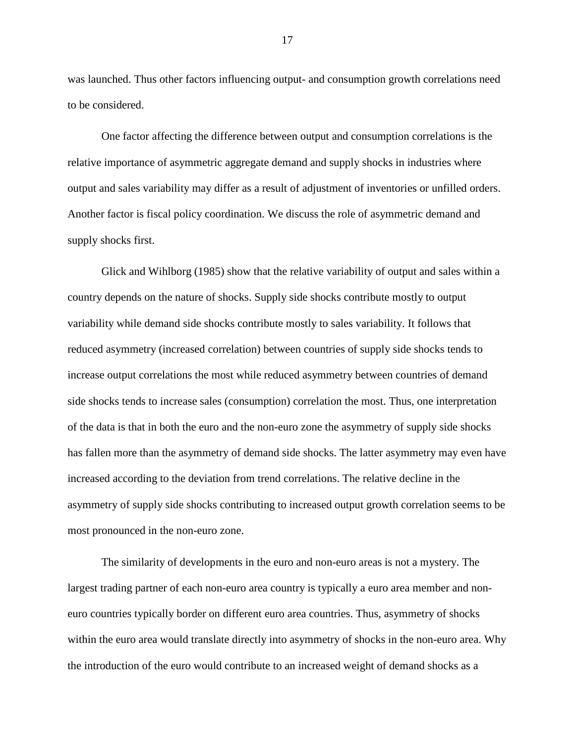was launched. Thus other factors influencing output- and consumption growth correlations need to be considered.

One factor affecting the difference between output and consumption correlations is the relative importance of asymmetric aggregate demand and supply shocks in industries where output and sales variability may differ as a result of adjustment of inventories or unfilled orders. Another factor is fiscal policy coordination. We discuss the role of asymmetric demand and supply shocks first.

Glick and Wihlborg (1985) show that the relative variability of output and sales within a country depends on the nature of shocks. Supply side shocks contribute mostly to output variability while demand side shocks contribute mostly to sales variability. It follows that reduced asymmetry (increased correlation) between countries of supply side shocks tends to increase output correlations the most while reduced asymmetry between countries of demand side shocks tends to increase sales (consumption) correlation the most. Thus, one interpretation of the data is that in both the euro and the non-euro zone the asymmetry of supply side shocks has fallen more than the asymmetry of demand side shocks. The latter asymmetry may even have increased according to the deviation from trend correlations. The relative decline in the asymmetry of supply side shocks contributing to increased output growth correlation seems to be most pronounced in the non-euro zone.

The similarity of developments in the euro and non-euro areas is not a mystery. The largest trading partner of each non-euro area country is typically a euro area member and non-euro countries typically border on different euro area countries. Thus, asymmetry of shocks within the euro area would translate directly into asymmetry of shocks in the non-euro area. Why the introduction of the euro would contribute to an increased weight of demand shocks as a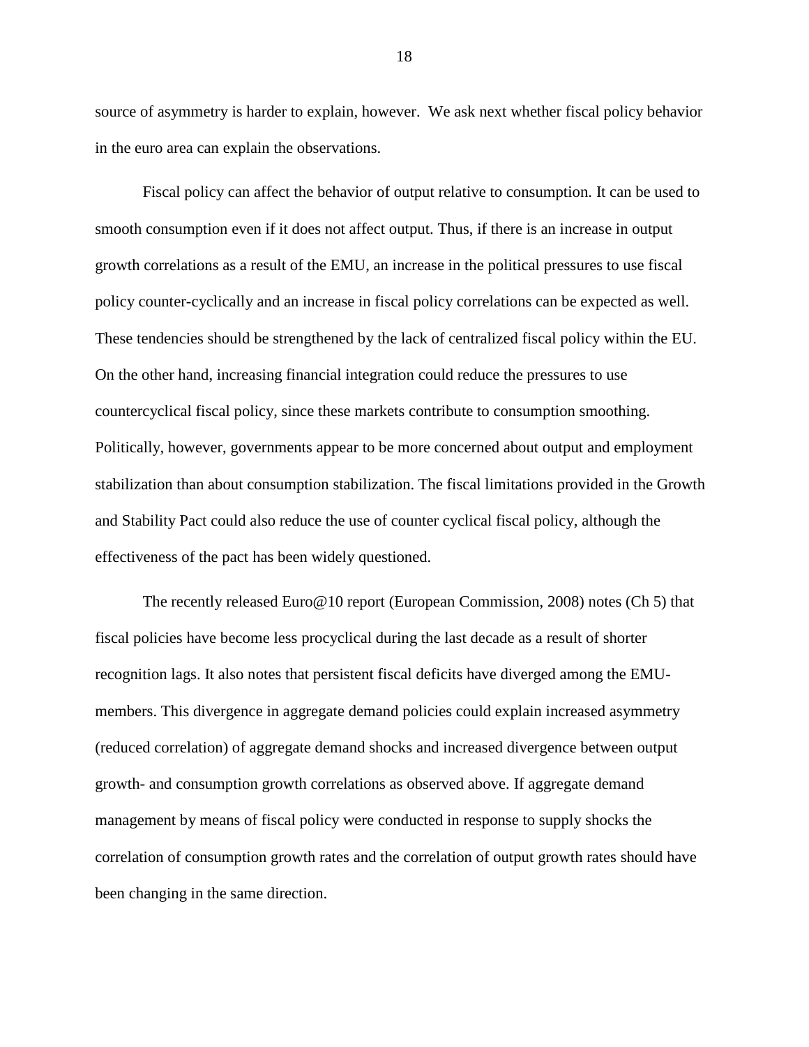source of asymmetry is harder to explain, however. We ask next whether fiscal policy behavior in the euro area can explain the observations.

Fiscal policy can affect the behavior of output relative to consumption. It can be used to smooth consumption even if it does not affect output. Thus, if there is an increase in output growth correlations as a result of the EMU, an increase in the political pressures to use fiscal policy counter-cyclically and an increase in fiscal policy correlations can be expected as well. These tendencies should be strengthened by the lack of centralized fiscal policy within the EU. On the other hand, increasing financial integration could reduce the pressures to use countercyclical fiscal policy, since these markets contribute to consumption smoothing. Politically, however, governments appear to be more concerned about output and employment stabilization than about consumption stabilization. The fiscal limitations provided in the Growth and Stability Pact could also reduce the use of counter cyclical fiscal policy, although the effectiveness of the pact has been widely questioned.

The recently released Euro@10 report (European Commission, 2008) notes (Ch 5) that fiscal policies have become less procyclical during the last decade as a result of shorter recognition lags. It also notes that persistent fiscal deficits have diverged among the EMU-members. This divergence in aggregate demand policies could explain increased asymmetry (reduced correlation) of aggregate demand shocks and increased divergence between output growth- and consumption growth correlations as observed above. If aggregate demand management by means of fiscal policy were conducted in response to supply shocks the correlation of consumption growth rates and the correlation of output growth rates should have been changing in the same direction.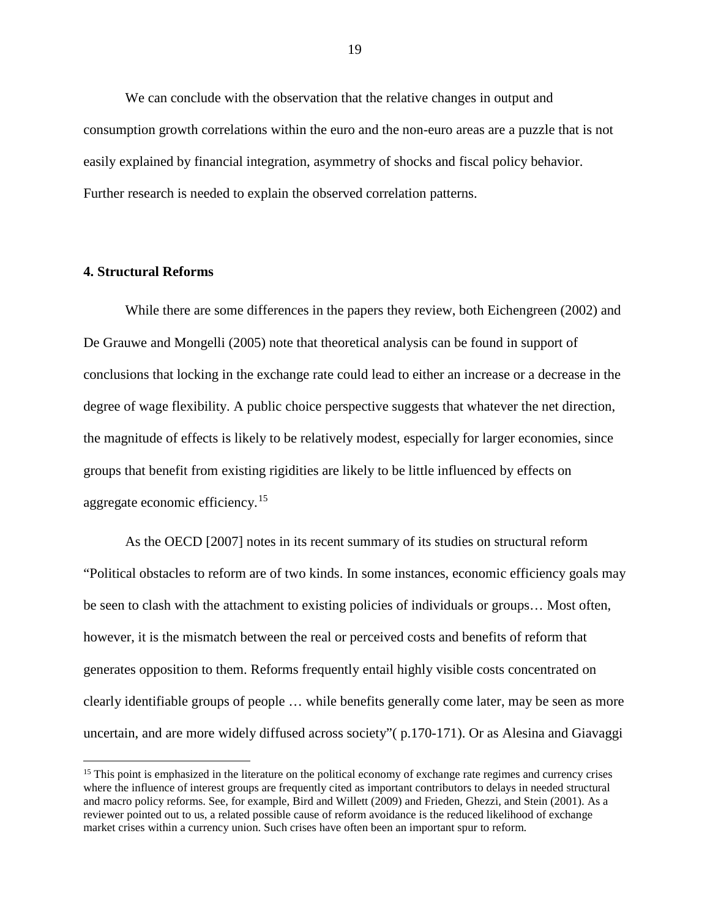We can conclude with the observation that the relative changes in output and consumption growth correlations within the euro and the non-euro areas are a puzzle that is not easily explained by financial integration, asymmetry of shocks and fiscal policy behavior. Further research is needed to explain the observed correlation patterns.

## 4. Structural Reforms

While there are some differences in the papers they review, both Eichengreen (2002) and De Grauwe and Mongelli (2005) note that theoretical analysis can be found in support of conclusions that locking in the exchange rate could lead to either an increase or a decrease in the degree of wage flexibility. A public choice perspective suggests that whatever the net direction, the magnitude of effects is likely to be relatively modest, especially for larger economies, since groups that benefit from existing rigidities are likely to be little influenced by effects on aggregate economic efficiency.[15]

As the OECD [2007] notes in its recent summary of its studies on structural reform "Political obstacles to reform are of two kinds. In some instances, economic efficiency goals may be seen to clash with the attachment to existing policies of individuals or groups… Most often, however, it is the mismatch between the real or perceived costs and benefits of reform that generates opposition to them. Reforms frequently entail highly visible costs concentrated on clearly identifiable groups of people … while benefits generally come later, may be seen as more uncertain, and are more widely diffused across society"( p.170-171). Or as Alesina and Giavaggi

[15] This point is emphasized in the literature on the political economy of exchange rate regimes and currency crises where the influence of interest groups are frequently cited as important contributors to delays in needed structural and macro policy reforms. See, for example, Bird and Willett (2009) and Frieden, Ghezzi, and Stein (2001). As a reviewer pointed out to us, a related possible cause of reform avoidance is the reduced likelihood of exchange market crises within a currency union. Such crises have often been an important spur to reform.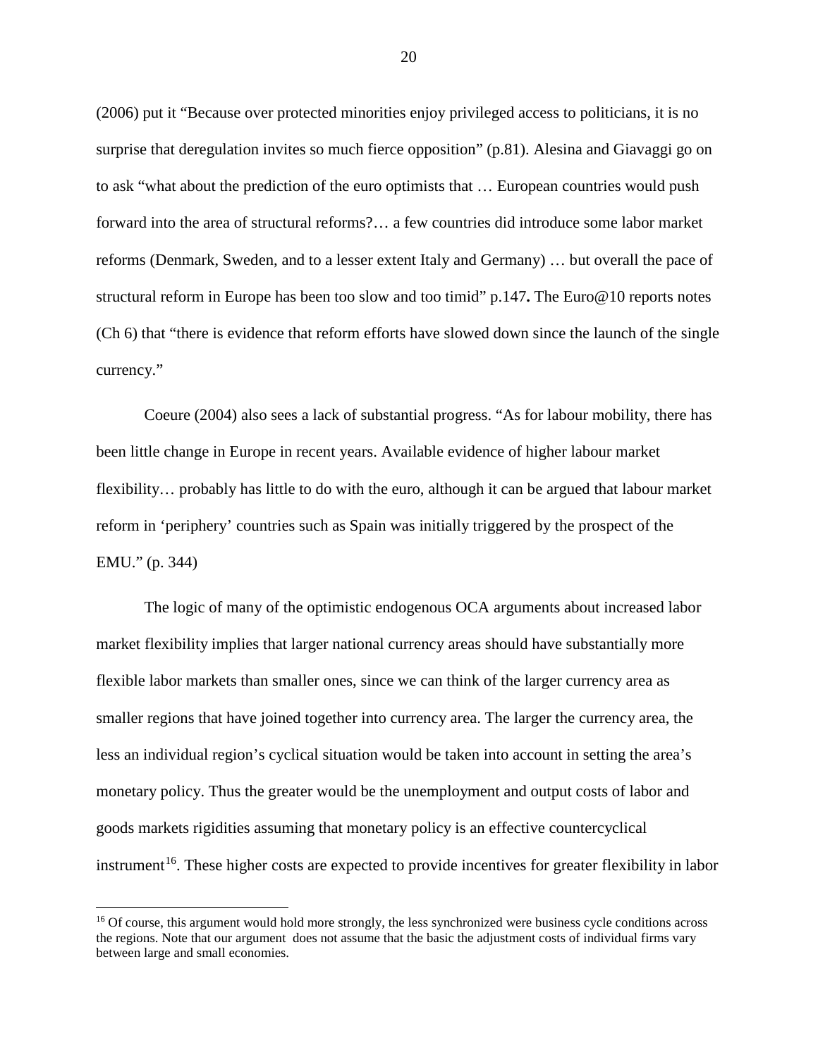(2006) put it “Because over protected minorities enjoy privileged access to politicians, it is no surprise that deregulation invites so much fierce opposition” (p.81). Alesina and Giavaggi go on to ask “what about the prediction of the euro optimists that … European countries would push forward into the area of structural reforms?… a few countries did introduce some labor market reforms (Denmark, Sweden, and to a lesser extent Italy and Germany) … but overall the pace of structural reform in Europe has been too slow and too timid” p.147**.** The Euro@10 reports notes (Ch 6) that “there is evidence that reform efforts have slowed down since the launch of the single currency.”

Coeure (2004) also sees a lack of substantial progress. “As for labour mobility, there has been little change in Europe in recent years. Available evidence of higher labour market flexibility… probably has little to do with the euro, although it can be argued that labour market reform in ‘periphery’ countries such as Spain was initially triggered by the prospect of the EMU.” (p. 344)

The logic of many of the optimistic endogenous OCA arguments about increased labor market flexibility implies that larger national currency areas should have substantially more flexible labor markets than smaller ones, since we can think of the larger currency area as smaller regions that have joined together into currency area. The larger the currency area, the less an individual region’s cyclical situation would be taken into account in setting the area’s monetary policy. Thus the greater would be the unemployment and output costs of labor and goods markets rigidities assuming that monetary policy is an effective countercyclical instrument[16]. These higher costs are expected to provide incentives for greater flexibility in labor

[16] Of course, this argument would hold more strongly, the less synchronized were business cycle conditions across the regions. Note that our argument does not assume that the basic the adjustment costs of individual firms vary between large and small economies.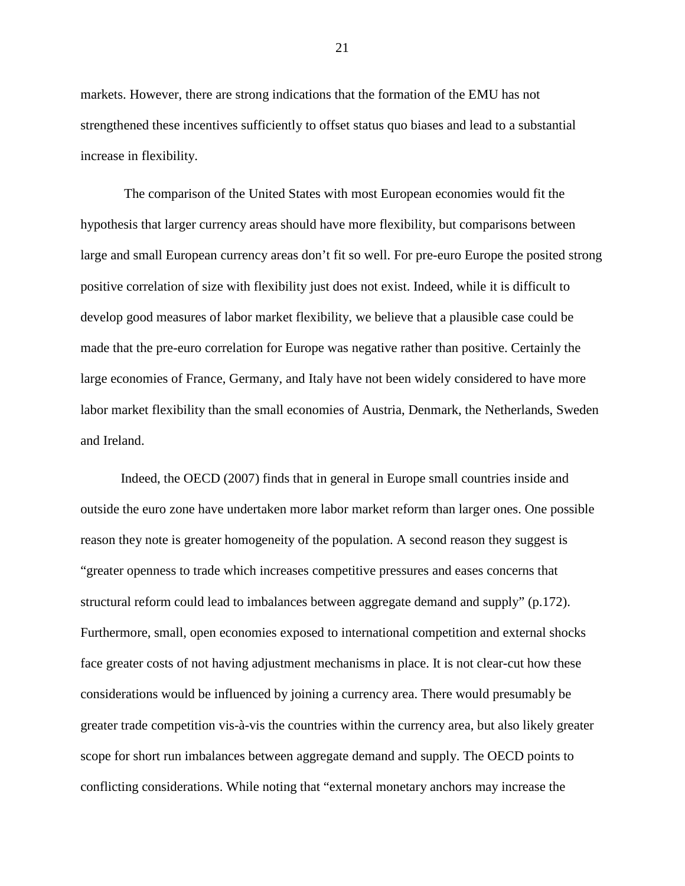markets. However, there are strong indications that the formation of the EMU has not strengthened these incentives sufficiently to offset status quo biases and lead to a substantial increase in flexibility.

The comparison of the United States with most European economies would fit the hypothesis that larger currency areas should have more flexibility, but comparisons between large and small European currency areas don't fit so well. For pre-euro Europe the posited strong positive correlation of size with flexibility just does not exist. Indeed, while it is difficult to develop good measures of labor market flexibility, we believe that a plausible case could be made that the pre-euro correlation for Europe was negative rather than positive. Certainly the large economies of France, Germany, and Italy have not been widely considered to have more labor market flexibility than the small economies of Austria, Denmark, the Netherlands, Sweden and Ireland.

Indeed, the OECD (2007) finds that in general in Europe small countries inside and outside the euro zone have undertaken more labor market reform than larger ones. One possible reason they note is greater homogeneity of the population. A second reason they suggest is "greater openness to trade which increases competitive pressures and eases concerns that structural reform could lead to imbalances between aggregate demand and supply" (p.172). Furthermore, small, open economies exposed to international competition and external shocks face greater costs of not having adjustment mechanisms in place. It is not clear-cut how these considerations would be influenced by joining a currency area. There would presumably be greater trade competition vis-à-vis the countries within the currency area, but also likely greater scope for short run imbalances between aggregate demand and supply. The OECD points to conflicting considerations. While noting that "external monetary anchors may increase the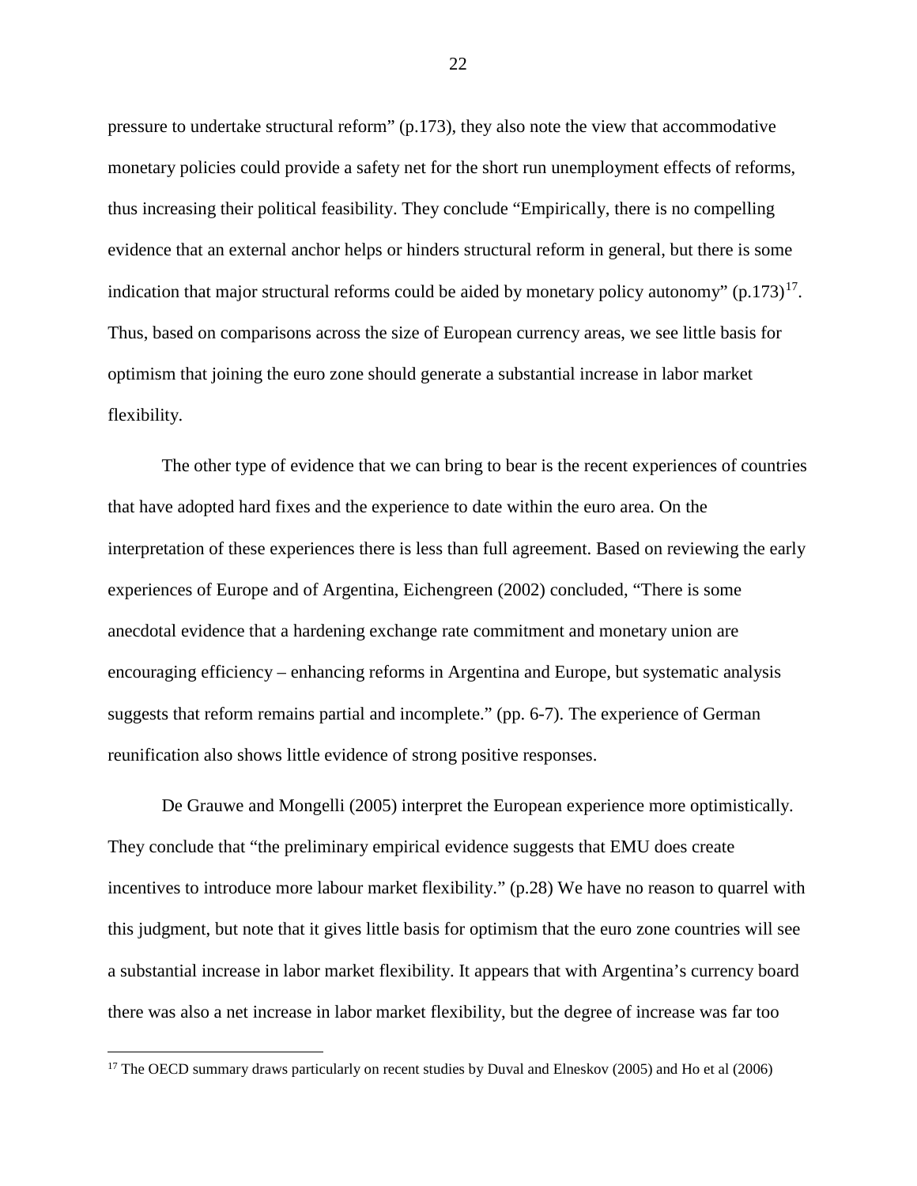pressure to undertake structural reform" (p.173), they also note the view that accommodative monetary policies could provide a safety net for the short run unemployment effects of reforms, thus increasing their political feasibility. They conclude "Empirically, there is no compelling evidence that an external anchor helps or hinders structural reform in general, but there is some indication that major structural reforms could be aided by monetary policy autonomy" (p.173)[17]. Thus, based on comparisons across the size of European currency areas, we see little basis for optimism that joining the euro zone should generate a substantial increase in labor market flexibility.

The other type of evidence that we can bring to bear is the recent experiences of countries that have adopted hard fixes and the experience to date within the euro area. On the interpretation of these experiences there is less than full agreement. Based on reviewing the early experiences of Europe and of Argentina, Eichengreen (2002) concluded, "There is some anecdotal evidence that a hardening exchange rate commitment and monetary union are encouraging efficiency – enhancing reforms in Argentina and Europe, but systematic analysis suggests that reform remains partial and incomplete." (pp. 6-7). The experience of German reunification also shows little evidence of strong positive responses.

De Grauwe and Mongelli (2005) interpret the European experience more optimistically. They conclude that "the preliminary empirical evidence suggests that EMU does create incentives to introduce more labour market flexibility." (p.28) We have no reason to quarrel with this judgment, but note that it gives little basis for optimism that the euro zone countries will see a substantial increase in labor market flexibility. It appears that with Argentina's currency board there was also a net increase in labor market flexibility, but the degree of increase was far too

[17] The OECD summary draws particularly on recent studies by Duval and Elneskov (2005) and Ho et al (2006)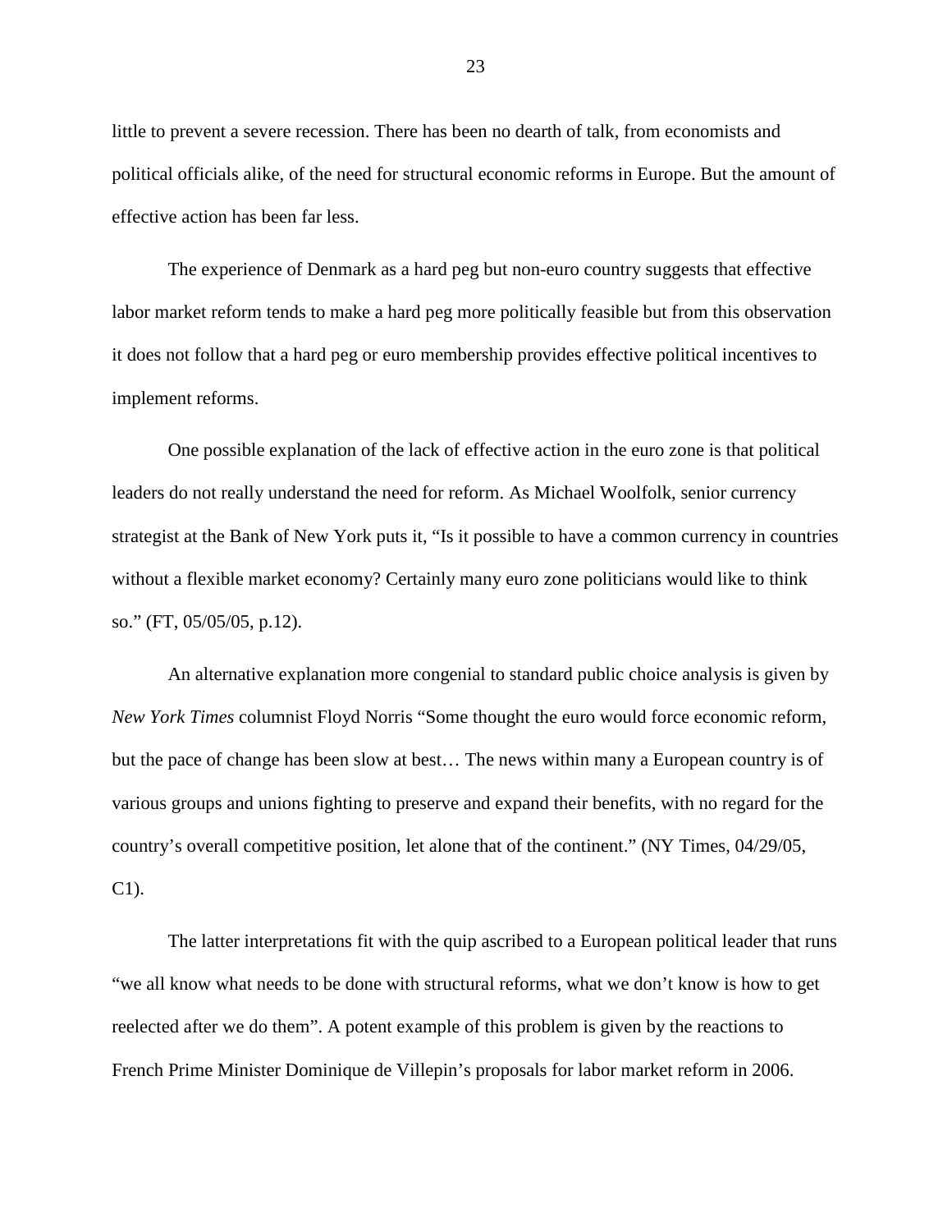little to prevent a severe recession. There has been no dearth of talk, from economists and political officials alike, of the need for structural economic reforms in Europe. But the amount of effective action has been far less.

The experience of Denmark as a hard peg but non-euro country suggests that effective labor market reform tends to make a hard peg more politically feasible but from this observation it does not follow that a hard peg or euro membership provides effective political incentives to implement reforms.

One possible explanation of the lack of effective action in the euro zone is that political leaders do not really understand the need for reform. As Michael Woolfolk, senior currency strategist at the Bank of New York puts it, "Is it possible to have a common currency in countries without a flexible market economy? Certainly many euro zone politicians would like to think so." (FT, 05/05/05, p.12).

An alternative explanation more congenial to standard public choice analysis is given by *New York Times* columnist Floyd Norris "Some thought the euro would force economic reform, but the pace of change has been slow at best… The news within many a European country is of various groups and unions fighting to preserve and expand their benefits, with no regard for the country's overall competitive position, let alone that of the continent." (NY Times, 04/29/05, C1).

The latter interpretations fit with the quip ascribed to a European political leader that runs "we all know what needs to be done with structural reforms, what we don't know is how to get reelected after we do them". A potent example of this problem is given by the reactions to French Prime Minister Dominique de Villepin's proposals for labor market reform in 2006.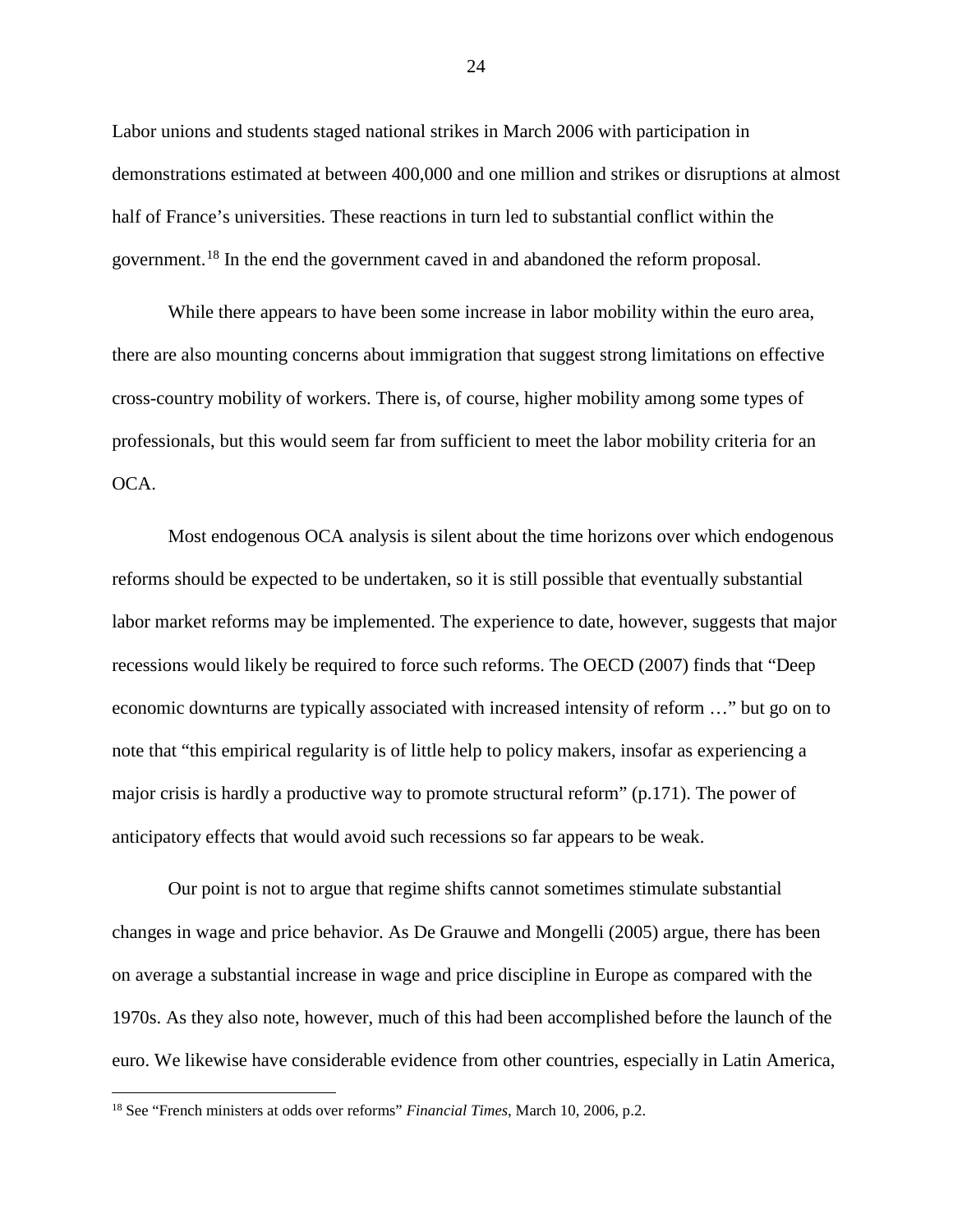Labor unions and students staged national strikes in March 2006 with participation in demonstrations estimated at between 400,000 and one million and strikes or disruptions at almost half of France's universities. These reactions in turn led to substantial conflict within the government.[18] In the end the government caved in and abandoned the reform proposal.

While there appears to have been some increase in labor mobility within the euro area, there are also mounting concerns about immigration that suggest strong limitations on effective cross-country mobility of workers. There is, of course, higher mobility among some types of professionals, but this would seem far from sufficient to meet the labor mobility criteria for an OCA.

Most endogenous OCA analysis is silent about the time horizons over which endogenous reforms should be expected to be undertaken, so it is still possible that eventually substantial labor market reforms may be implemented. The experience to date, however, suggests that major recessions would likely be required to force such reforms. The OECD (2007) finds that "Deep economic downturns are typically associated with increased intensity of reform …" but go on to note that "this empirical regularity is of little help to policy makers, insofar as experiencing a major crisis is hardly a productive way to promote structural reform" (p.171). The power of anticipatory effects that would avoid such recessions so far appears to be weak.

Our point is not to argue that regime shifts cannot sometimes stimulate substantial changes in wage and price behavior. As De Grauwe and Mongelli (2005) argue, there has been on average a substantial increase in wage and price discipline in Europe as compared with the 1970s. As they also note, however, much of this had been accomplished before the launch of the euro. We likewise have considerable evidence from other countries, especially in Latin America,

[18] See "French ministers at odds over reforms" *Financial Times*, March 10, 2006, p.2.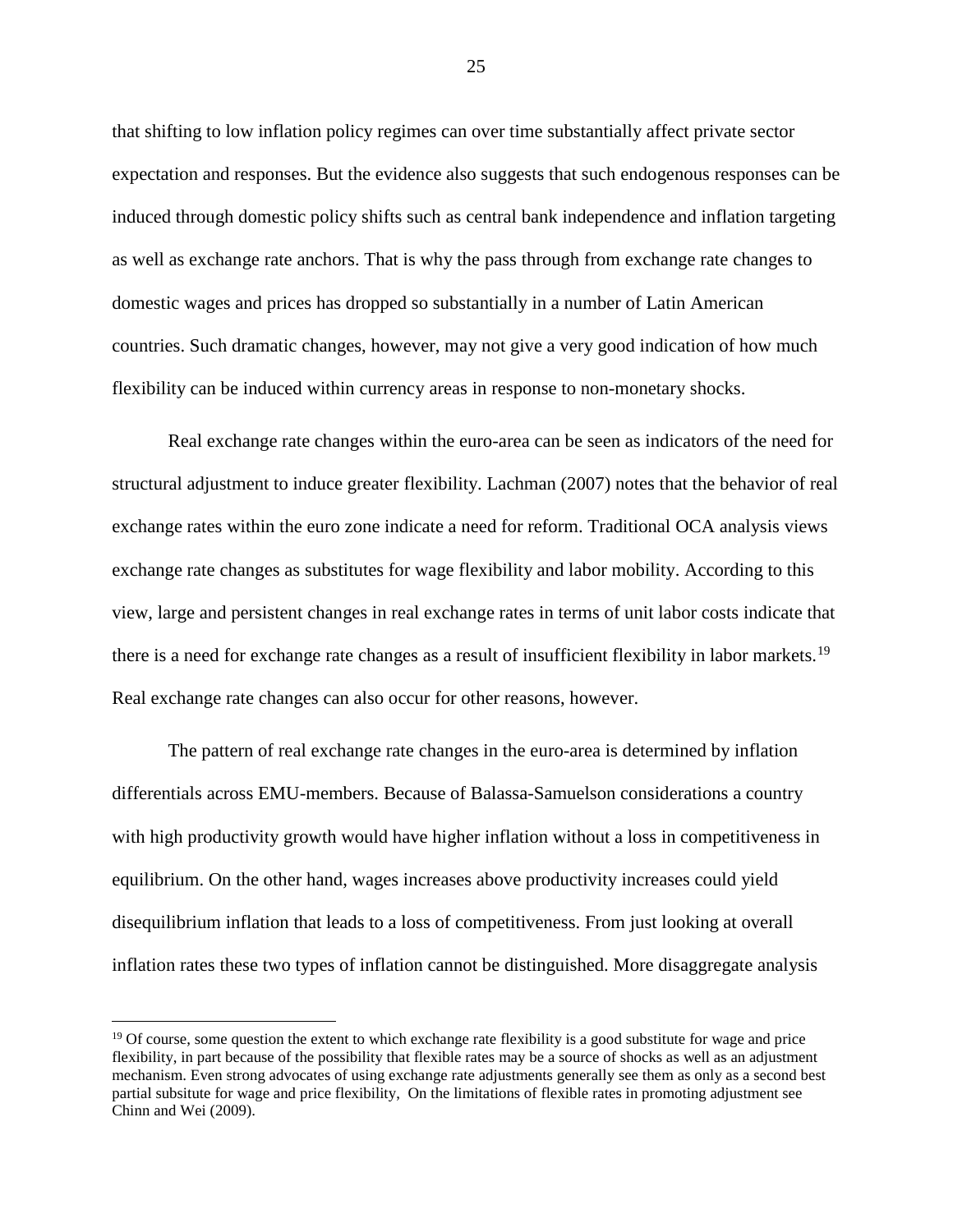that shifting to low inflation policy regimes can over time substantially affect private sector expectation and responses. But the evidence also suggests that such endogenous responses can be induced through domestic policy shifts such as central bank independence and inflation targeting as well as exchange rate anchors. That is why the pass through from exchange rate changes to domestic wages and prices has dropped so substantially in a number of Latin American countries. Such dramatic changes, however, may not give a very good indication of how much flexibility can be induced within currency areas in response to non-monetary shocks.

Real exchange rate changes within the euro-area can be seen as indicators of the need for structural adjustment to induce greater flexibility. Lachman (2007) notes that the behavior of real exchange rates within the euro zone indicate a need for reform. Traditional OCA analysis views exchange rate changes as substitutes for wage flexibility and labor mobility. According to this view, large and persistent changes in real exchange rates in terms of unit labor costs indicate that there is a need for exchange rate changes as a result of insufficient flexibility in labor markets.[19] Real exchange rate changes can also occur for other reasons, however.

The pattern of real exchange rate changes in the euro-area is determined by inflation differentials across EMU-members. Because of Balassa-Samuelson considerations a country with high productivity growth would have higher inflation without a loss in competitiveness in equilibrium. On the other hand, wages increases above productivity increases could yield disequilibrium inflation that leads to a loss of competitiveness. From just looking at overall inflation rates these two types of inflation cannot be distinguished. More disaggregate analysis

---

[19] Of course, some question the extent to which exchange rate flexibility is a good substitute for wage and price flexibility, in part because of the possibility that flexible rates may be a source of shocks as well as an adjustment mechanism. Even strong advocates of using exchange rate adjustments generally see them as only as a second best partial subsitute for wage and price flexibility, On the limitations of flexible rates in promoting adjustment see Chinn and Wei (2009).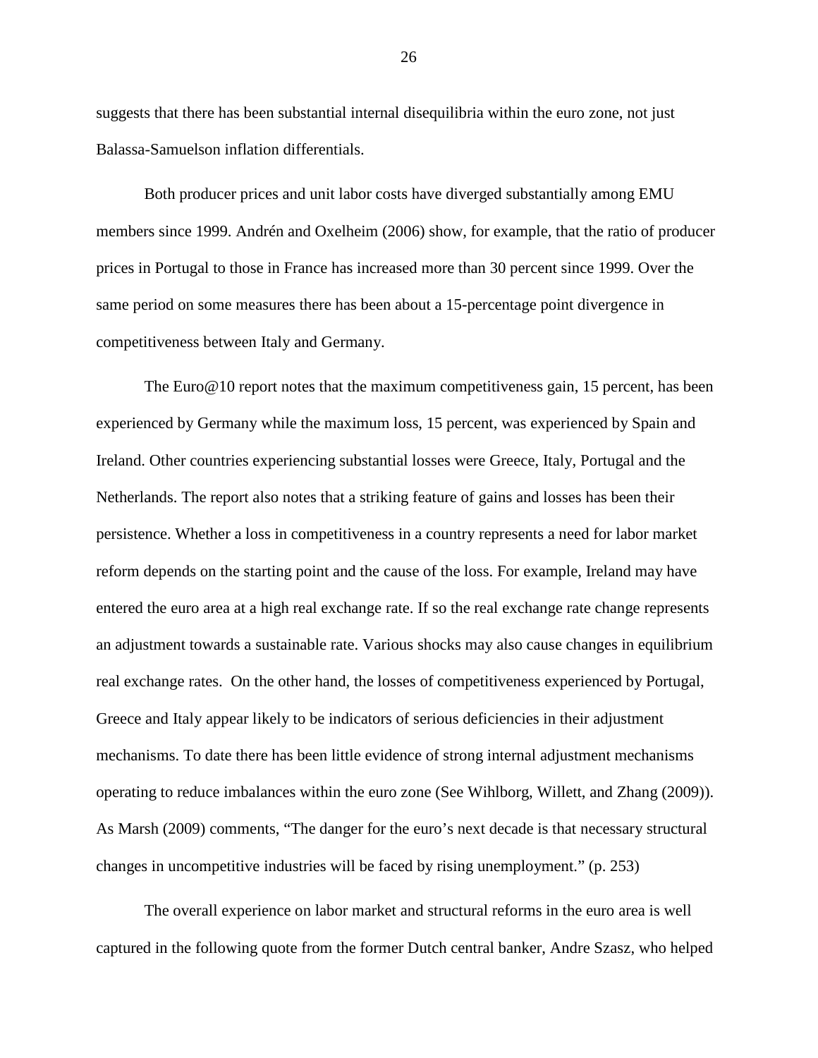suggests that there has been substantial internal disequilibria within the euro zone, not just Balassa-Samuelson inflation differentials.

Both producer prices and unit labor costs have diverged substantially among EMU members since 1999. Andrén and Oxelheim (2006) show, for example, that the ratio of producer prices in Portugal to those in France has increased more than 30 percent since 1999. Over the same period on some measures there has been about a 15-percentage point divergence in competitiveness between Italy and Germany.

The Euro@10 report notes that the maximum competitiveness gain, 15 percent, has been experienced by Germany while the maximum loss, 15 percent, was experienced by Spain and Ireland. Other countries experiencing substantial losses were Greece, Italy, Portugal and the Netherlands. The report also notes that a striking feature of gains and losses has been their persistence. Whether a loss in competitiveness in a country represents a need for labor market reform depends on the starting point and the cause of the loss. For example, Ireland may have entered the euro area at a high real exchange rate. If so the real exchange rate change represents an adjustment towards a sustainable rate. Various shocks may also cause changes in equilibrium real exchange rates. On the other hand, the losses of competitiveness experienced by Portugal, Greece and Italy appear likely to be indicators of serious deficiencies in their adjustment mechanisms. To date there has been little evidence of strong internal adjustment mechanisms operating to reduce imbalances within the euro zone (See Wihlborg, Willett, and Zhang (2009)). As Marsh (2009) comments, "The danger for the euro's next decade is that necessary structural changes in uncompetitive industries will be faced by rising unemployment." (p. 253)

The overall experience on labor market and structural reforms in the euro area is well captured in the following quote from the former Dutch central banker, Andre Szasz, who helped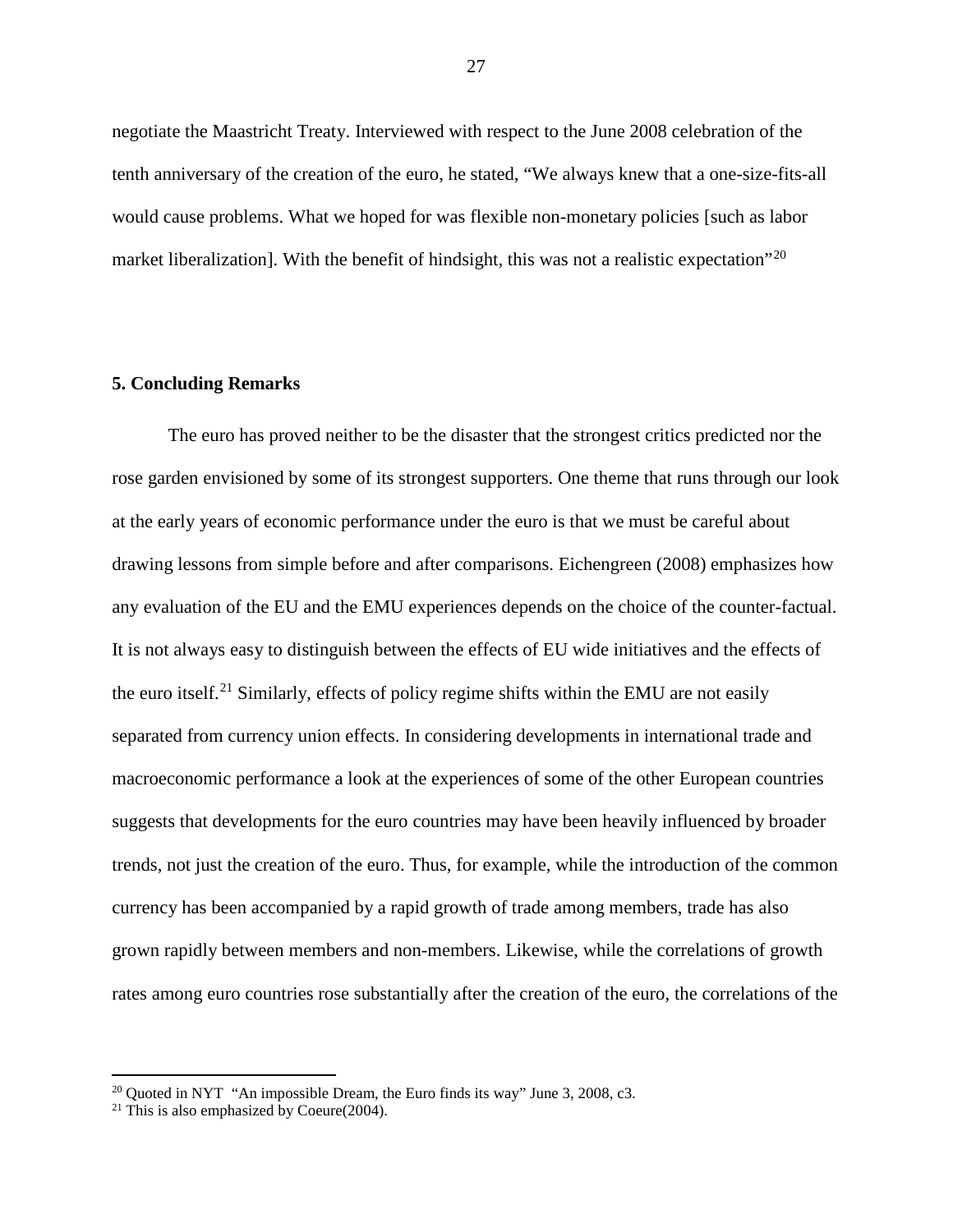negotiate the Maastricht Treaty. Interviewed with respect to the June 2008 celebration of the tenth anniversary of the creation of the euro, he stated, "We always knew that a one-size-fits-all would cause problems. What we hoped for was flexible non-monetary policies [such as labor market liberalization]. With the benefit of hindsight, this was not a realistic expectation"[20]

## 5. Concluding Remarks

The euro has proved neither to be the disaster that the strongest critics predicted nor the rose garden envisioned by some of its strongest supporters. One theme that runs through our look at the early years of economic performance under the euro is that we must be careful about drawing lessons from simple before and after comparisons. Eichengreen (2008) emphasizes how any evaluation of the EU and the EMU experiences depends on the choice of the counter-factual. It is not always easy to distinguish between the effects of EU wide initiatives and the effects of the euro itself.[21] Similarly, effects of policy regime shifts within the EMU are not easily separated from currency union effects. In considering developments in international trade and macroeconomic performance a look at the experiences of some of the other European countries suggests that developments for the euro countries may have been heavily influenced by broader trends, not just the creation of the euro. Thus, for example, while the introduction of the common currency has been accompanied by a rapid growth of trade among members, trade has also grown rapidly between members and non-members. Likewise, while the correlations of growth rates among euro countries rose substantially after the creation of the euro, the correlations of the

[20] Quoted in NYT "An impossible Dream, the Euro finds its way" June 3, 2008, c3.

[21] This is also emphasized by Coeure(2004).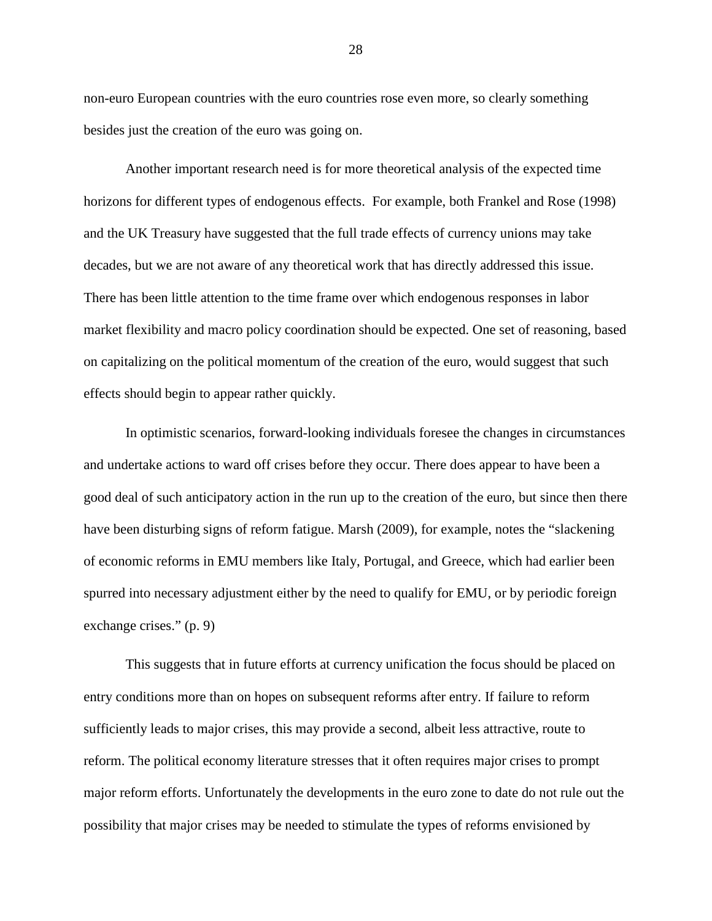non-euro European countries with the euro countries rose even more, so clearly something besides just the creation of the euro was going on.

Another important research need is for more theoretical analysis of the expected time horizons for different types of endogenous effects. For example, both Frankel and Rose (1998) and the UK Treasury have suggested that the full trade effects of currency unions may take decades, but we are not aware of any theoretical work that has directly addressed this issue. There has been little attention to the time frame over which endogenous responses in labor market flexibility and macro policy coordination should be expected. One set of reasoning, based on capitalizing on the political momentum of the creation of the euro, would suggest that such effects should begin to appear rather quickly.

In optimistic scenarios, forward-looking individuals foresee the changes in circumstances and undertake actions to ward off crises before they occur. There does appear to have been a good deal of such anticipatory action in the run up to the creation of the euro, but since then there have been disturbing signs of reform fatigue. Marsh (2009), for example, notes the "slackening of economic reforms in EMU members like Italy, Portugal, and Greece, which had earlier been spurred into necessary adjustment either by the need to qualify for EMU, or by periodic foreign exchange crises." (p. 9)

This suggests that in future efforts at currency unification the focus should be placed on entry conditions more than on hopes on subsequent reforms after entry. If failure to reform sufficiently leads to major crises, this may provide a second, albeit less attractive, route to reform. The political economy literature stresses that it often requires major crises to prompt major reform efforts. Unfortunately the developments in the euro zone to date do not rule out the possibility that major crises may be needed to stimulate the types of reforms envisioned by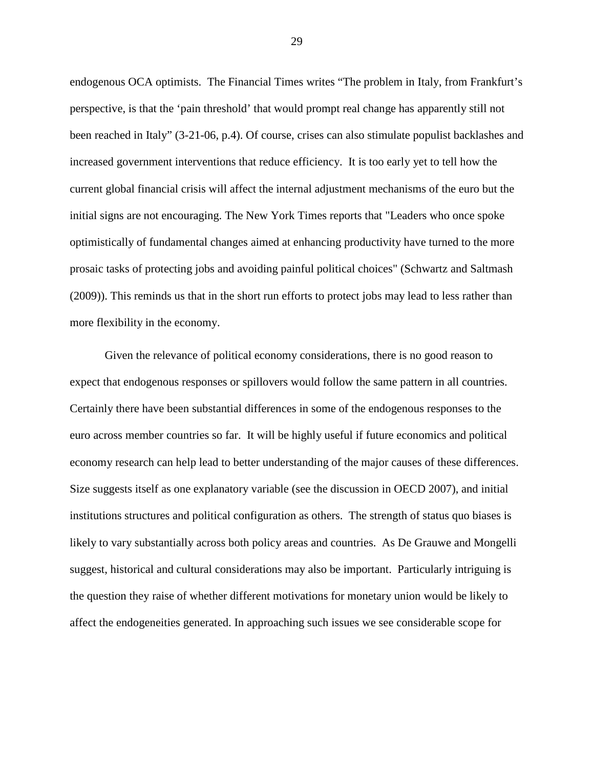endogenous OCA optimists. The Financial Times writes "The problem in Italy, from Frankfurt's perspective, is that the 'pain threshold' that would prompt real change has apparently still not been reached in Italy" (3-21-06, p.4). Of course, crises can also stimulate populist backlashes and increased government interventions that reduce efficiency. It is too early yet to tell how the current global financial crisis will affect the internal adjustment mechanisms of the euro but the initial signs are not encouraging. The New York Times reports that "Leaders who once spoke optimistically of fundamental changes aimed at enhancing productivity have turned to the more prosaic tasks of protecting jobs and avoiding painful political choices" (Schwartz and Saltmash (2009)). This reminds us that in the short run efforts to protect jobs may lead to less rather than more flexibility in the economy.

Given the relevance of political economy considerations, there is no good reason to expect that endogenous responses or spillovers would follow the same pattern in all countries. Certainly there have been substantial differences in some of the endogenous responses to the euro across member countries so far. It will be highly useful if future economics and political economy research can help lead to better understanding of the major causes of these differences. Size suggests itself as one explanatory variable (see the discussion in OECD 2007), and initial institutions structures and political configuration as others. The strength of status quo biases is likely to vary substantially across both policy areas and countries. As De Grauwe and Mongelli suggest, historical and cultural considerations may also be important. Particularly intriguing is the question they raise of whether different motivations for monetary union would be likely to affect the endogeneities generated. In approaching such issues we see considerable scope for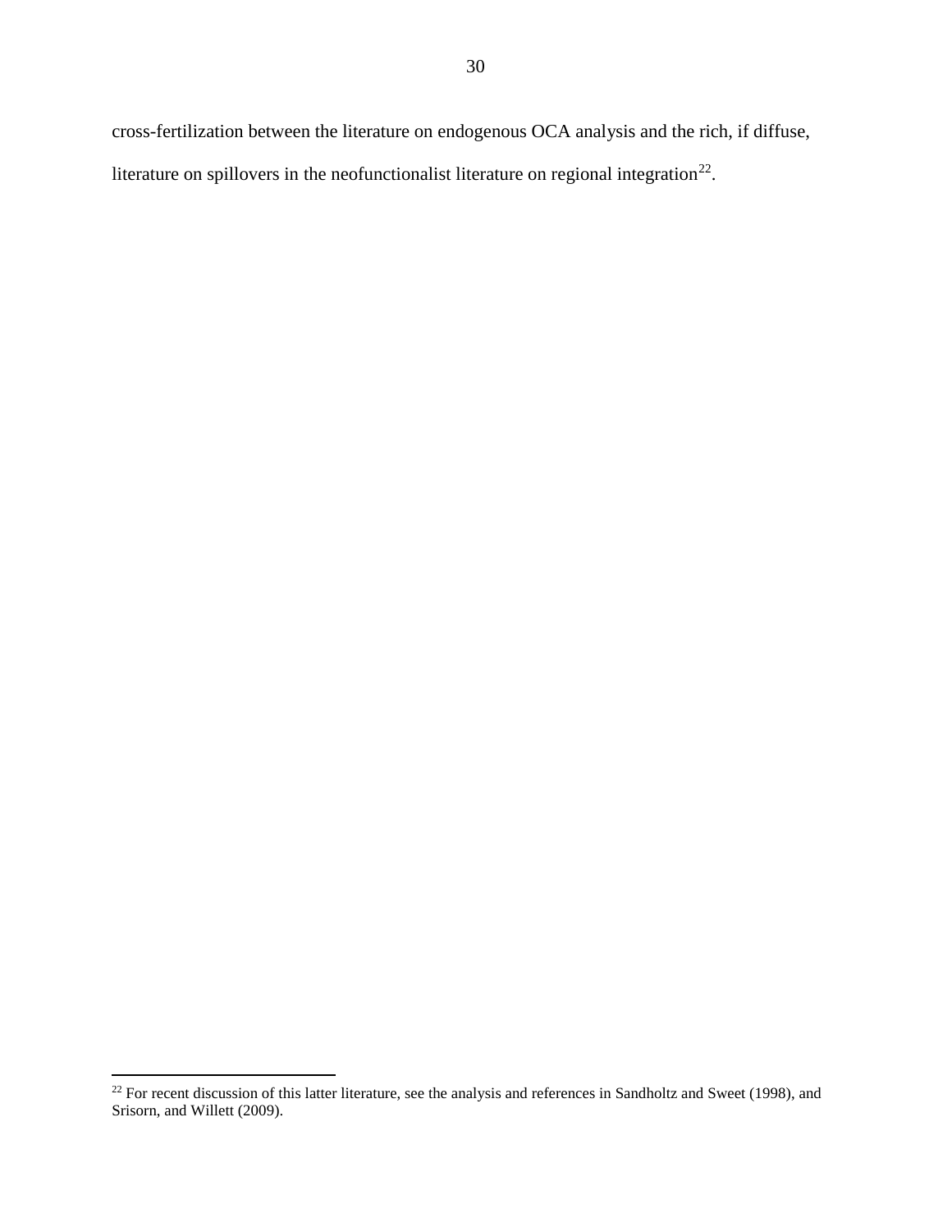cross-fertilization between the literature on endogenous OCA analysis and the rich, if diffuse, literature on spillovers in the neofunctionalist literature on regional integration[22].

[22] For recent discussion of this latter literature, see the analysis and references in Sandholtz and Sweet (1998), and Srisorn, and Willett (2009).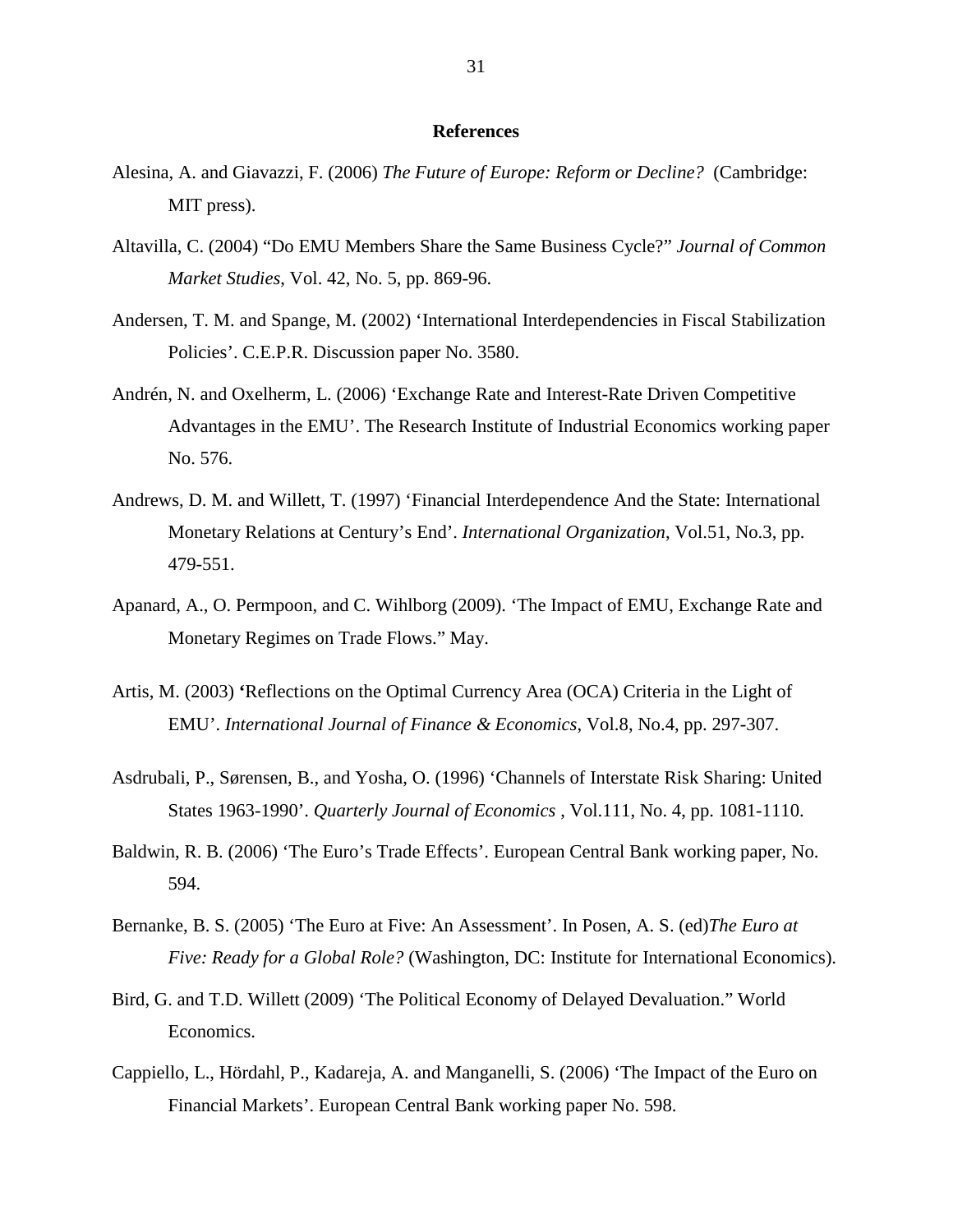## References

Alesina, A. and Giavazzi, F. (2006) *The Future of Europe: Reform or Decline?* (Cambridge: MIT press).

Altavilla, C. (2004) "Do EMU Members Share the Same Business Cycle?" *Journal of Common Market Studies*, Vol. 42, No. 5, pp. 869-96.

Andersen, T. M. and Spange, M. (2002) 'International Interdependencies in Fiscal Stabilization Policies'. C.E.P.R. Discussion paper No. 3580.

Andrén, N. and Oxelherm, L. (2006) 'Exchange Rate and Interest-Rate Driven Competitive Advantages in the EMU'. The Research Institute of Industrial Economics working paper No. 576.

Andrews, D. M. and Willett, T. (1997) 'Financial Interdependence And the State: International Monetary Relations at Century's End'. *International Organization*, Vol.51, No.3, pp. 479-551.

Apanard, A., O. Permpoon, and C. Wihlborg (2009). 'The Impact of EMU, Exchange Rate and Monetary Regimes on Trade Flows." May.

Artis, M. (2003) **'**Reflections on the Optimal Currency Area (OCA) Criteria in the Light of EMU'. *International Journal of Finance & Economics*, Vol.8, No.4, pp. 297-307.

Asdrubali, P., Sørensen, B., and Yosha, O. (1996) 'Channels of Interstate Risk Sharing: United States 1963-1990'. *Quarterly Journal of Economics* , Vol.111, No. 4, pp. 1081-1110.

Baldwin, R. B. (2006) 'The Euro's Trade Effects'. European Central Bank working paper, No. 594.

Bernanke, B. S. (2005) 'The Euro at Five: An Assessment'. In Posen, A. S. (ed)*The Euro at Five: Ready for a Global Role?* (Washington, DC: Institute for International Economics).

Bird, G. and T.D. Willett (2009) 'The Political Economy of Delayed Devaluation." World Economics.

Cappiello, L., Hördahl, P., Kadareja, A. and Manganelli, S. (2006) 'The Impact of the Euro on Financial Markets'. European Central Bank working paper No. 598.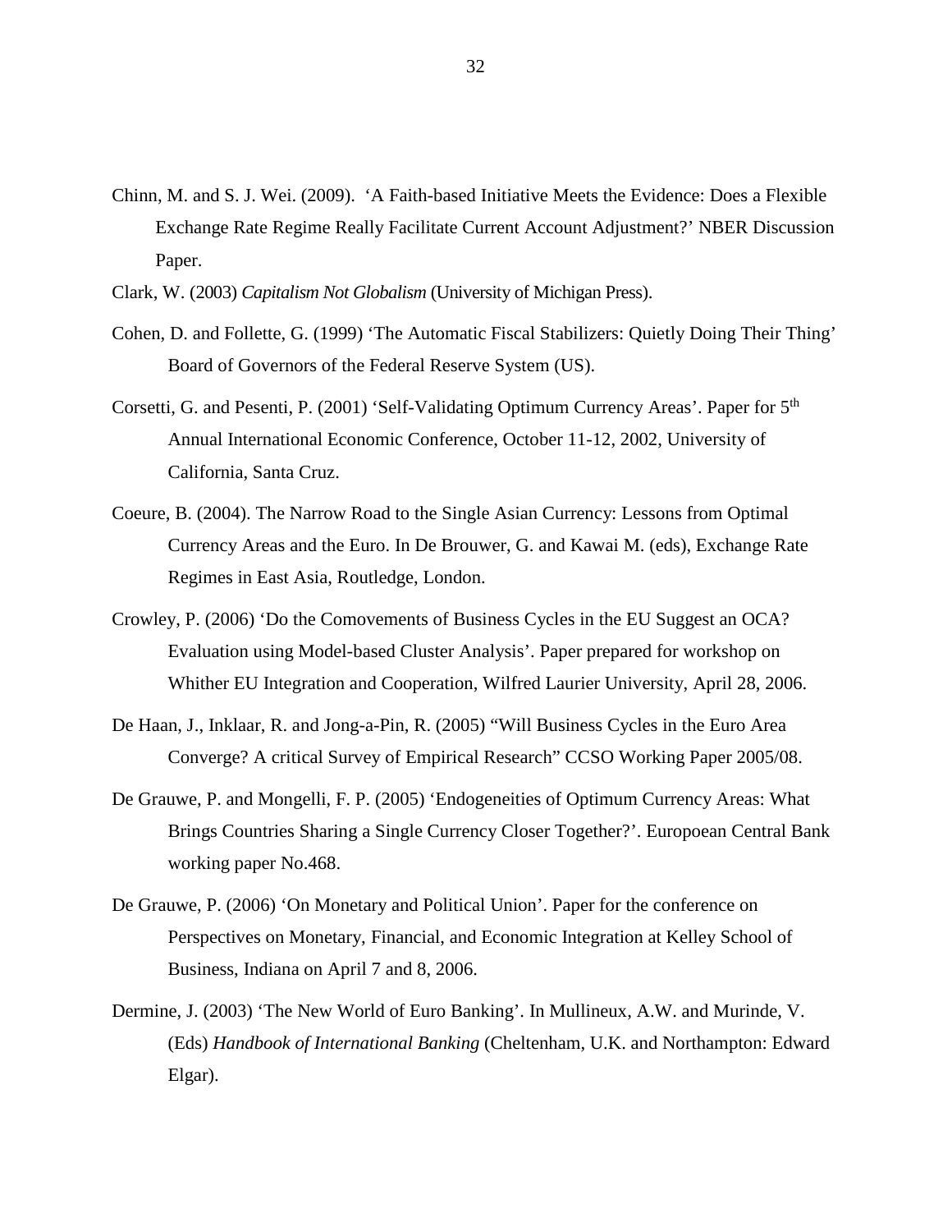Chinn, M. and S. J. Wei. (2009). 'A Faith-based Initiative Meets the Evidence: Does a Flexible Exchange Rate Regime Really Facilitate Current Account Adjustment?' NBER Discussion Paper.

Clark, W. (2003) *Capitalism Not Globalism* (University of Michigan Press).

Cohen, D. and Follette, G. (1999) 'The Automatic Fiscal Stabilizers: Quietly Doing Their Thing' Board of Governors of the Federal Reserve System (US).

Corsetti, G. and Pesenti, P. (2001) 'Self-Validating Optimum Currency Areas'. Paper for 5th Annual International Economic Conference, October 11-12, 2002, University of California, Santa Cruz.

Coeure, B. (2004). The Narrow Road to the Single Asian Currency: Lessons from Optimal Currency Areas and the Euro. In De Brouwer, G. and Kawai M. (eds), Exchange Rate Regimes in East Asia, Routledge, London.

Crowley, P. (2006) 'Do the Comovements of Business Cycles in the EU Suggest an OCA? Evaluation using Model-based Cluster Analysis'. Paper prepared for workshop on Whither EU Integration and Cooperation, Wilfred Laurier University, April 28, 2006.

De Haan, J., Inklaar, R. and Jong-a-Pin, R. (2005) "Will Business Cycles in the Euro Area Converge? A critical Survey of Empirical Research" CCSO Working Paper 2005/08.

De Grauwe, P. and Mongelli, F. P. (2005) 'Endogeneities of Optimum Currency Areas: What Brings Countries Sharing a Single Currency Closer Together?'. Europoean Central Bank working paper No.468.

De Grauwe, P. (2006) 'On Monetary and Political Union'. Paper for the conference on Perspectives on Monetary, Financial, and Economic Integration at Kelley School of Business, Indiana on April 7 and 8, 2006.

Dermine, J. (2003) 'The New World of Euro Banking'. In Mullineux, A.W. and Murinde, V. (Eds) *Handbook of International Banking* (Cheltenham, U.K. and Northampton: Edward Elgar).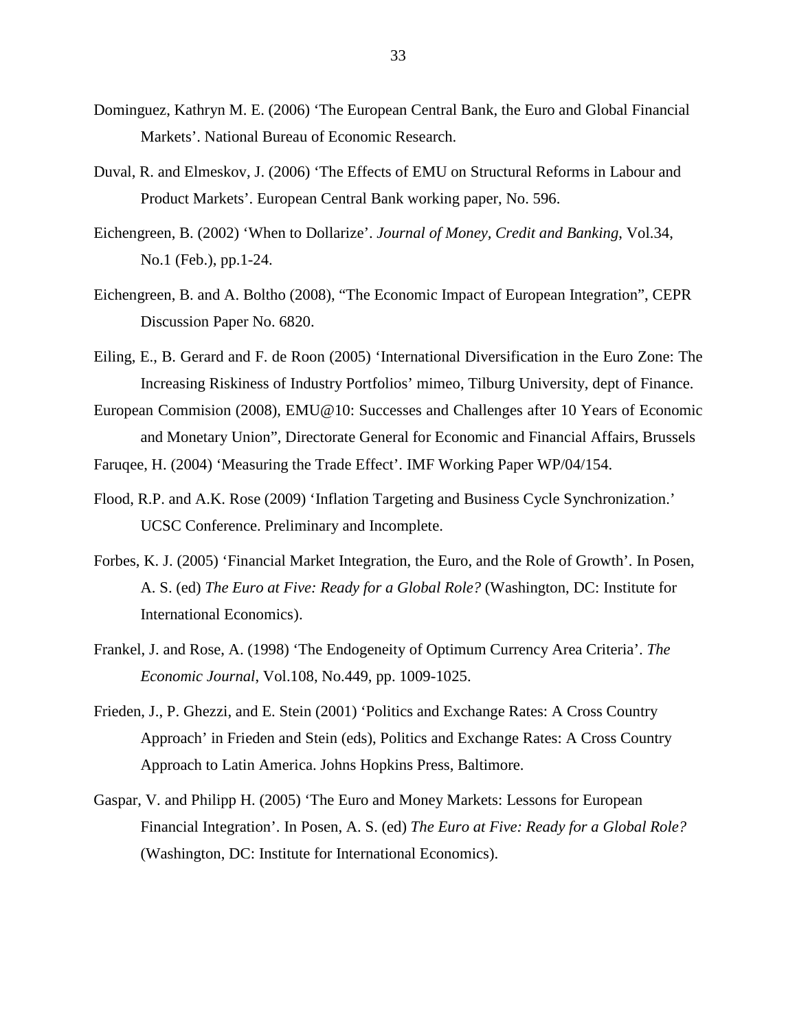Dominguez, Kathryn M. E. (2006) 'The European Central Bank, the Euro and Global Financial Markets'. National Bureau of Economic Research.

Duval, R. and Elmeskov, J. (2006) 'The Effects of EMU on Structural Reforms in Labour and Product Markets'. European Central Bank working paper, No. 596.

Eichengreen, B. (2002) 'When to Dollarize'. *Journal of Money, Credit and Banking*, Vol.34, No.1 (Feb.), pp.1-24.

Eichengreen, B. and A. Boltho (2008), "The Economic Impact of European Integration", CEPR Discussion Paper No. 6820.

Eiling, E., B. Gerard and F. de Roon (2005) 'International Diversification in the Euro Zone: The Increasing Riskiness of Industry Portfolios' mimeo, Tilburg University, dept of Finance.

European Commision (2008), EMU@10: Successes and Challenges after 10 Years of Economic and Monetary Union", Directorate General for Economic and Financial Affairs, Brussels

Faruqee, H. (2004) 'Measuring the Trade Effect'. IMF Working Paper WP/04/154.

Flood, R.P. and A.K. Rose (2009) 'Inflation Targeting and Business Cycle Synchronization.' UCSC Conference. Preliminary and Incomplete.

Forbes, K. J. (2005) 'Financial Market Integration, the Euro, and the Role of Growth'. In Posen, A. S. (ed) *The Euro at Five: Ready for a Global Role?* (Washington, DC: Institute for International Economics).

Frankel, J. and Rose, A. (1998) 'The Endogeneity of Optimum Currency Area Criteria'. *The Economic Journal*, Vol.108, No.449, pp. 1009-1025.

Frieden, J., P. Ghezzi, and E. Stein (2001) 'Politics and Exchange Rates: A Cross Country Approach' in Frieden and Stein (eds), Politics and Exchange Rates: A Cross Country Approach to Latin America. Johns Hopkins Press, Baltimore.

Gaspar, V. and Philipp H. (2005) 'The Euro and Money Markets: Lessons for European Financial Integration'. In Posen, A. S. (ed) *The Euro at Five: Ready for a Global Role?* (Washington, DC: Institute for International Economics).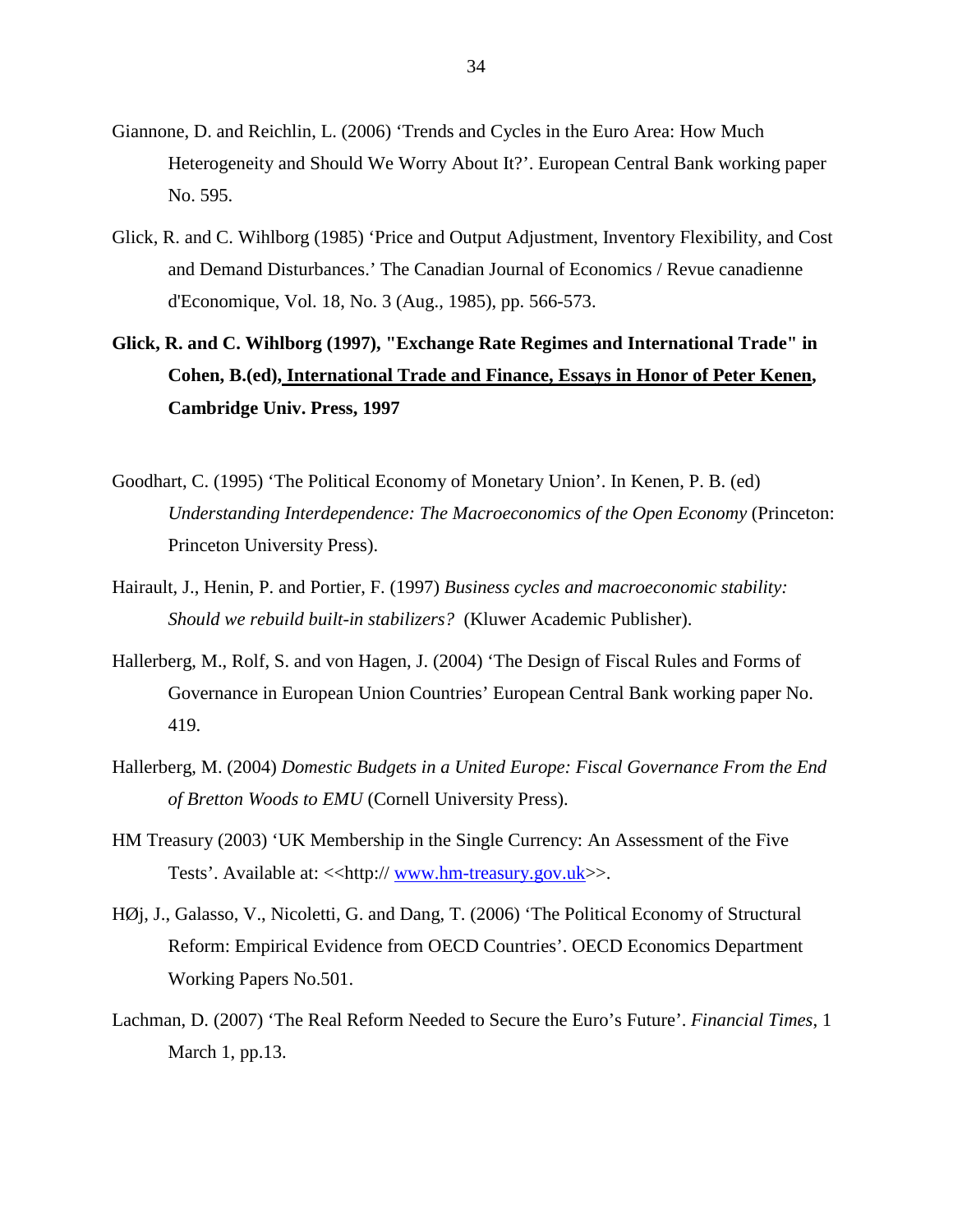Giannone, D. and Reichlin, L. (2006) 'Trends and Cycles in the Euro Area: How Much Heterogeneity and Should We Worry About It?'. European Central Bank working paper No. 595.

Glick, R. and C. Wihlborg (1985) 'Price and Output Adjustment, Inventory Flexibility, and Cost and Demand Disturbances.' The Canadian Journal of Economics / Revue canadienne d'Economique, Vol. 18, No. 3 (Aug., 1985), pp. 566-573.

**Glick, R. and C. Wihlborg (1997), "Exchange Rate Regimes and International Trade" in Cohen, B.(ed), International Trade and Finance, Essays in Honor of Peter Kenen, Cambridge Univ. Press, 1997**

Goodhart, C. (1995) 'The Political Economy of Monetary Union'. In Kenen, P. B. (ed) *Understanding Interdependence: The Macroeconomics of the Open Economy* (Princeton: Princeton University Press).

Hairault, J., Henin, P. and Portier, F. (1997) *Business cycles and macroeconomic stability: Should we rebuild built-in stabilizers?* (Kluwer Academic Publisher).

Hallerberg, M., Rolf, S. and von Hagen, J. (2004) 'The Design of Fiscal Rules and Forms of Governance in European Union Countries' European Central Bank working paper No. 419.

Hallerberg, M. (2004) *Domestic Budgets in a United Europe: Fiscal Governance From the End of Bretton Woods to EMU* (Cornell University Press).

HM Treasury (2003) 'UK Membership in the Single Currency: An Assessment of the Five Tests'. Available at: <<http:// www.hm-treasury.gov.uk>>.

HØj, J., Galasso, V., Nicoletti, G. and Dang, T. (2006) 'The Political Economy of Structural Reform: Empirical Evidence from OECD Countries'. OECD Economics Department Working Papers No.501.

Lachman, D. (2007) 'The Real Reform Needed to Secure the Euro's Future'. *Financial Times*, 1 March 1, pp.13.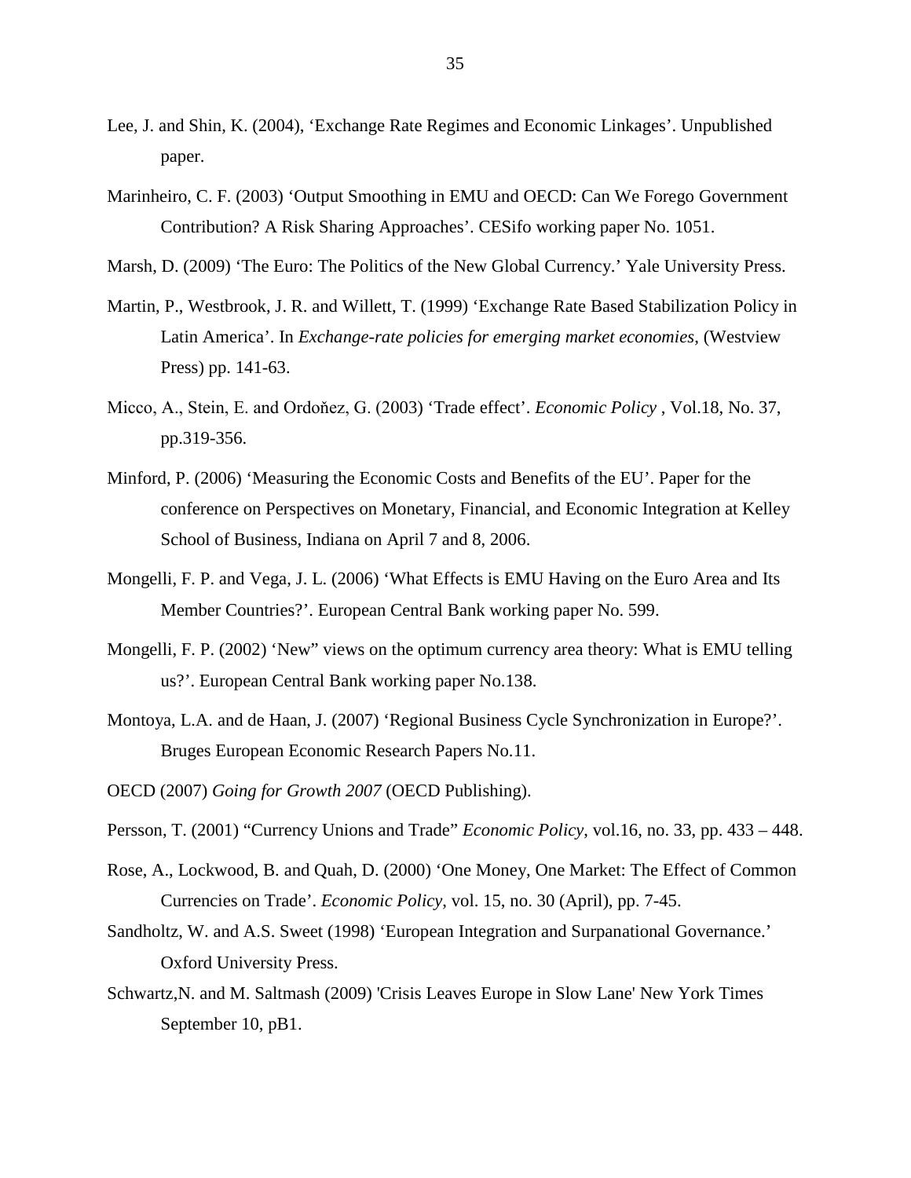Lee, J. and Shin, K. (2004), 'Exchange Rate Regimes and Economic Linkages'. Unpublished paper.

Marinheiro, C. F. (2003) 'Output Smoothing in EMU and OECD: Can We Forego Government Contribution? A Risk Sharing Approaches'. CESifo working paper No. 1051.

Marsh, D. (2009) 'The Euro: The Politics of the New Global Currency.' Yale University Press.

Martin, P., Westbrook, J. R. and Willett, T. (1999) 'Exchange Rate Based Stabilization Policy in Latin America'. In *Exchange-rate policies for emerging market economies*, (Westview Press) pp. 141-63.

Micco, A., Stein, E. and Ordoňez, G. (2003) 'Trade effect'. *Economic Policy* , Vol.18, No. 37, pp.319-356.

Minford, P. (2006) 'Measuring the Economic Costs and Benefits of the EU'. Paper for the conference on Perspectives on Monetary, Financial, and Economic Integration at Kelley School of Business, Indiana on April 7 and 8, 2006.

Mongelli, F. P. and Vega, J. L. (2006) 'What Effects is EMU Having on the Euro Area and Its Member Countries?'. European Central Bank working paper No. 599.

Mongelli, F. P. (2002) 'New" views on the optimum currency area theory: What is EMU telling us?'. European Central Bank working paper No.138.

Montoya, L.A. and de Haan, J. (2007) 'Regional Business Cycle Synchronization in Europe?'. Bruges European Economic Research Papers No.11.

OECD (2007) *Going for Growth 2007* (OECD Publishing).

Persson, T. (2001) "Currency Unions and Trade" *Economic Policy*, vol.16, no. 33, pp. 433 – 448.

Rose, A., Lockwood, B. and Quah, D. (2000) 'One Money, One Market: The Effect of Common Currencies on Trade'. *Economic Policy*, vol. 15, no. 30 (April), pp. 7-45.

Sandholtz, W. and A.S. Sweet (1998) 'European Integration and Surpanational Governance.' Oxford University Press.

Schwartz,N. and M. Saltmash (2009) 'Crisis Leaves Europe in Slow Lane' New York Times September 10, pB1.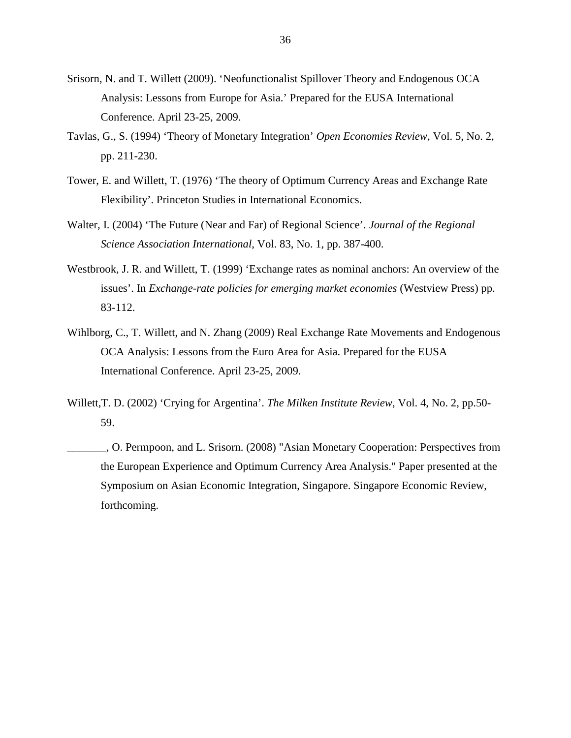Srisorn, N. and T. Willett (2009). 'Neofunctionalist Spillover Theory and Endogenous OCA Analysis: Lessons from Europe for Asia.' Prepared for the EUSA International Conference. April 23-25, 2009.

Tavlas, G., S. (1994) 'Theory of Monetary Integration' *Open Economies Review*, Vol. 5, No. 2, pp. 211-230.

Tower, E. and Willett, T. (1976) 'The theory of Optimum Currency Areas and Exchange Rate Flexibility'. Princeton Studies in International Economics.

Walter, I. (2004) 'The Future (Near and Far) of Regional Science'. *Journal of the Regional Science Association International*, Vol. 83, No. 1, pp. 387-400.

Westbrook, J. R. and Willett, T. (1999) 'Exchange rates as nominal anchors: An overview of the issues'. In *Exchange-rate policies for emerging market economies* (Westview Press) pp. 83-112.

Wihlborg, C., T. Willett, and N. Zhang (2009) Real Exchange Rate Movements and Endogenous OCA Analysis: Lessons from the Euro Area for Asia. Prepared for the EUSA International Conference. April 23-25, 2009.

Willett,T. D. (2002) 'Crying for Argentina'. *The Milken Institute Review*, Vol. 4, No. 2, pp.50-59.

_______, O. Permpoon, and L. Srisorn. (2008) "Asian Monetary Cooperation: Perspectives from the European Experience and Optimum Currency Area Analysis." Paper presented at the Symposium on Asian Economic Integration, Singapore. Singapore Economic Review, forthcoming.